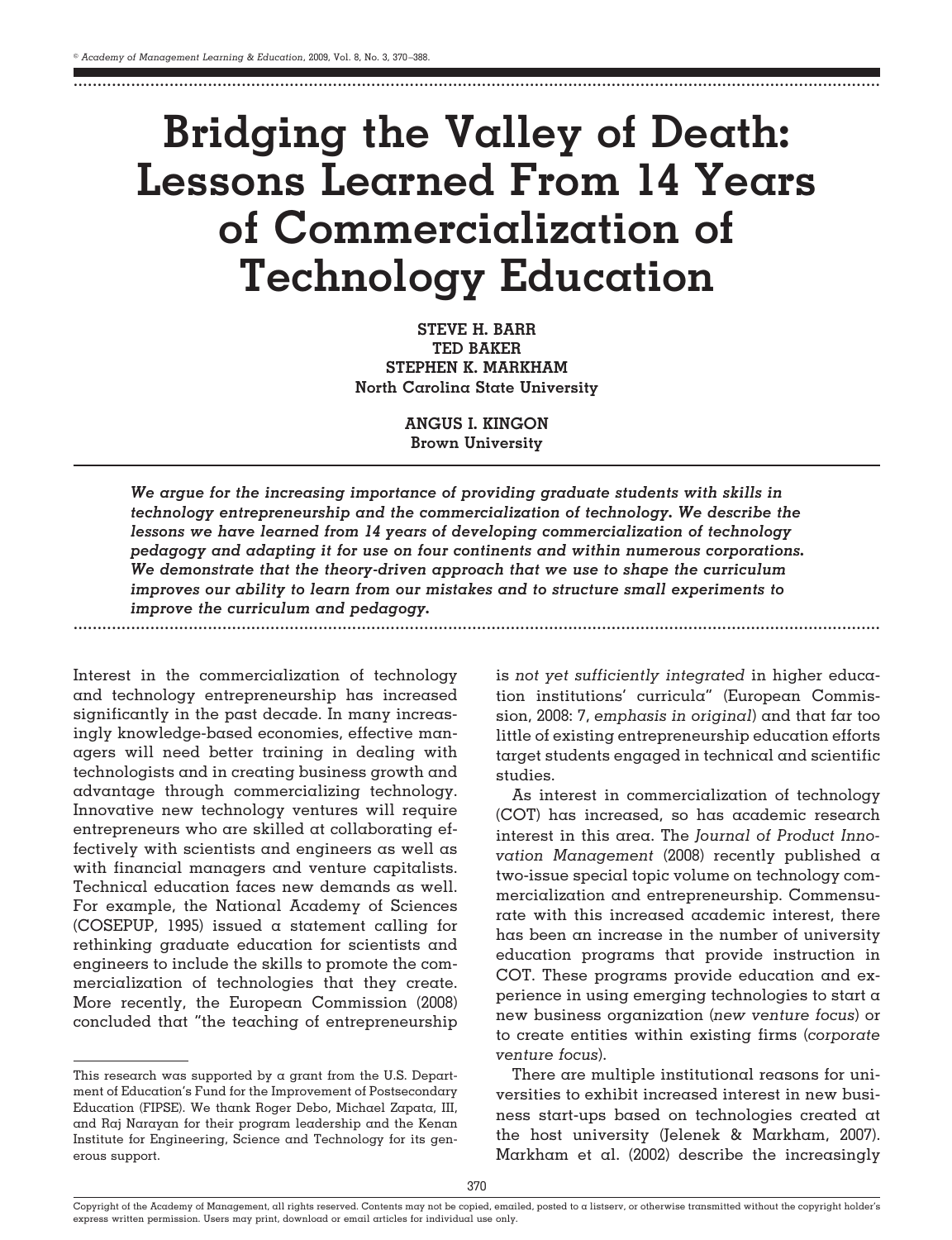# Bridging the Valley of Death: Lessons Learned From 14 Years of Commercialization of Technology Education

**STEVE H. BARR**
**TED BAKER**
**STEPHEN K. MARKHAM**
**North Carolina State University**

**ANGUS I. KINGON**
**Brown University**

***We argue for the increasing importance of providing graduate students with skills in technology entrepreneurship and the commercialization of technology. We describe the lessons we have learned from 14 years of developing commercialization of technology pedagogy and adapting it for use on four continents and within numerous corporations. We demonstrate that the theory-driven approach that we use to shape the curriculum improves our ability to learn from our mistakes and to structure small experiments to improve the curriculum and pedagogy.***

Interest in the commercialization of technology and technology entrepreneurship has increased significantly in the past decade. In many increasingly knowledge-based economies, effective managers will need better training in dealing with technologists and in creating business growth and advantage through commercializing technology. Innovative new technology ventures will require entrepreneurs who are skilled at collaborating effectively with scientists and engineers as well as with financial managers and venture capitalists. Technical education faces new demands as well. For example, the National Academy of Sciences (COSEPUP, 1995) issued a statement calling for rethinking graduate education for scientists and engineers to include the skills to promote the commercialization of technologies that they create. More recently, the European Commission (2008) concluded that "the teaching of entrepreneurship is *not yet sufficiently integrated* in higher education institutions' curricula" (European Commission, 2008: 7, *emphasis in original*) and that far too little of existing entrepreneurship education efforts target students engaged in technical and scientific studies.

As interest in commercialization of technology (COT) has increased, so has academic research interest in this area. The *Journal of Product Innovation Management* (2008) recently published a two-issue special topic volume on technology commercialization and entrepreneurship. Commensurate with this increased academic interest, there has been an increase in the number of university education programs that provide instruction in COT. These programs provide education and experience in using emerging technologies to start a new business organization (*new venture focus*) or to create entities within existing firms (*corporate venture focus*).

There are multiple institutional reasons for universities to exhibit increased interest in new business start-ups based on technologies created at the host university (Jelenek & Markham, 2007). Markham et al. (2002) describe the increasingly

---

This research was supported by a grant from the U.S. Department of Education's Fund for the Improvement of Postsecondary Education (FIPSE). We thank Roger Debo, Michael Zapata, III, and Raj Narayan for their program leadership and the Kenan Institute for Engineering, Science and Technology for its generous support.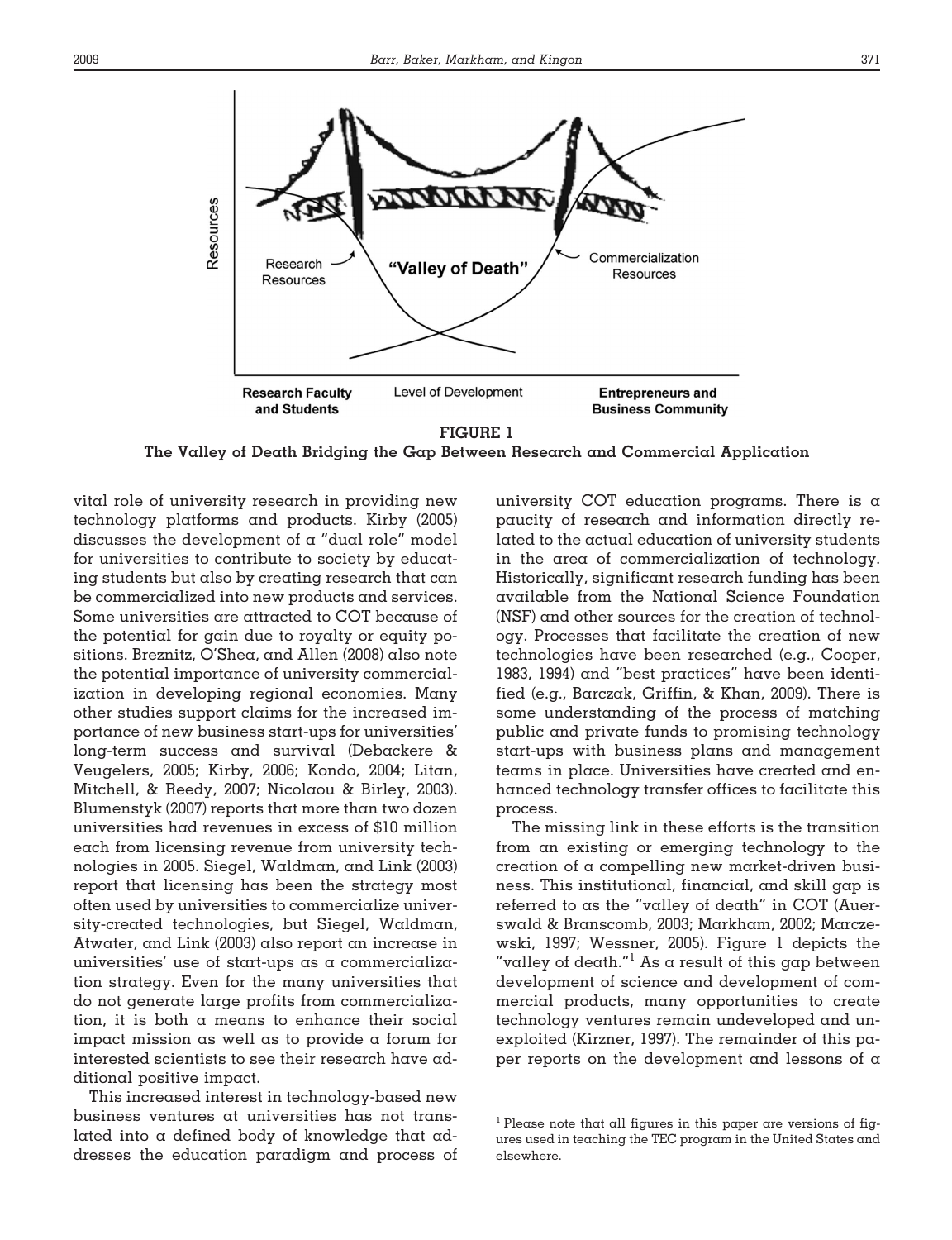**FIGURE 1**
**The Valley of Death Bridging the Gap Between Research and Commercial Application**

vital role of university research in providing new technology platforms and products. Kirby (2005) discusses the development of a "dual role" model for universities to contribute to society by educating students but also by creating research that can be commercialized into new products and services. Some universities are attracted to COT because of the potential for gain due to royalty or equity positions. Breznitz, O'Shea, and Allen (2008) also note the potential importance of university commercialization in developing regional economies. Many other studies support claims for the increased importance of new business start-ups for universities' long-term success and survival (Debackere & Veugelers, 2005; Kirby, 2006; Kondo, 2004; Litan, Mitchell, & Reedy, 2007; Nicolaou & Birley, 2003). Blumenstyk (2007) reports that more than two dozen universities had revenues in excess of $10 million each from licensing revenue from university technologies in 2005. Siegel, Waldman, and Link (2003) report that licensing has been the strategy most often used by universities to commercialize university-created technologies, but Siegel, Waldman, Atwater, and Link (2003) also report an increase in universities' use of start-ups as a commercialization strategy. Even for the many universities that do not generate large profits from commercialization, it is both a means to enhance their social impact mission as well as to provide a forum for interested scientists to see their research have additional positive impact.

This increased interest in technology-based new business ventures at universities has not translated into a defined body of knowledge that addresses the education paradigm and process of university COT education programs. There is a paucity of research and information directly related to the actual education of university students in the area of commercialization of technology. Historically, significant research funding has been available from the National Science Foundation (NSF) and other sources for the creation of technology. Processes that facilitate the creation of new technologies have been researched (e.g., Cooper, 1983, 1994) and "best practices" have been identified (e.g., Barczak, Griffin, & Khan, 2009). There is some understanding of the process of matching public and private funds to promising technology start-ups with business plans and management teams in place. Universities have created and enhanced technology transfer offices to facilitate this process.

The missing link in these efforts is the transition from an existing or emerging technology to the creation of a compelling new market-driven business. This institutional, financial, and skill gap is referred to as the "valley of death" in COT (Auerswald & Branscomb, 2003; Markham, 2002; Marczewski, 1997; Wessner, 2005). Figure 1 depicts the "valley of death."[1] As a result of this gap between development of science and development of commercial products, many opportunities to create technology ventures remain undeveloped and unexploited (Kirzner, 1997). The remainder of this paper reports on the development and lessons of a

[1] Please note that all figures in this paper are versions of figures used in teaching the TEC program in the United States and elsewhere.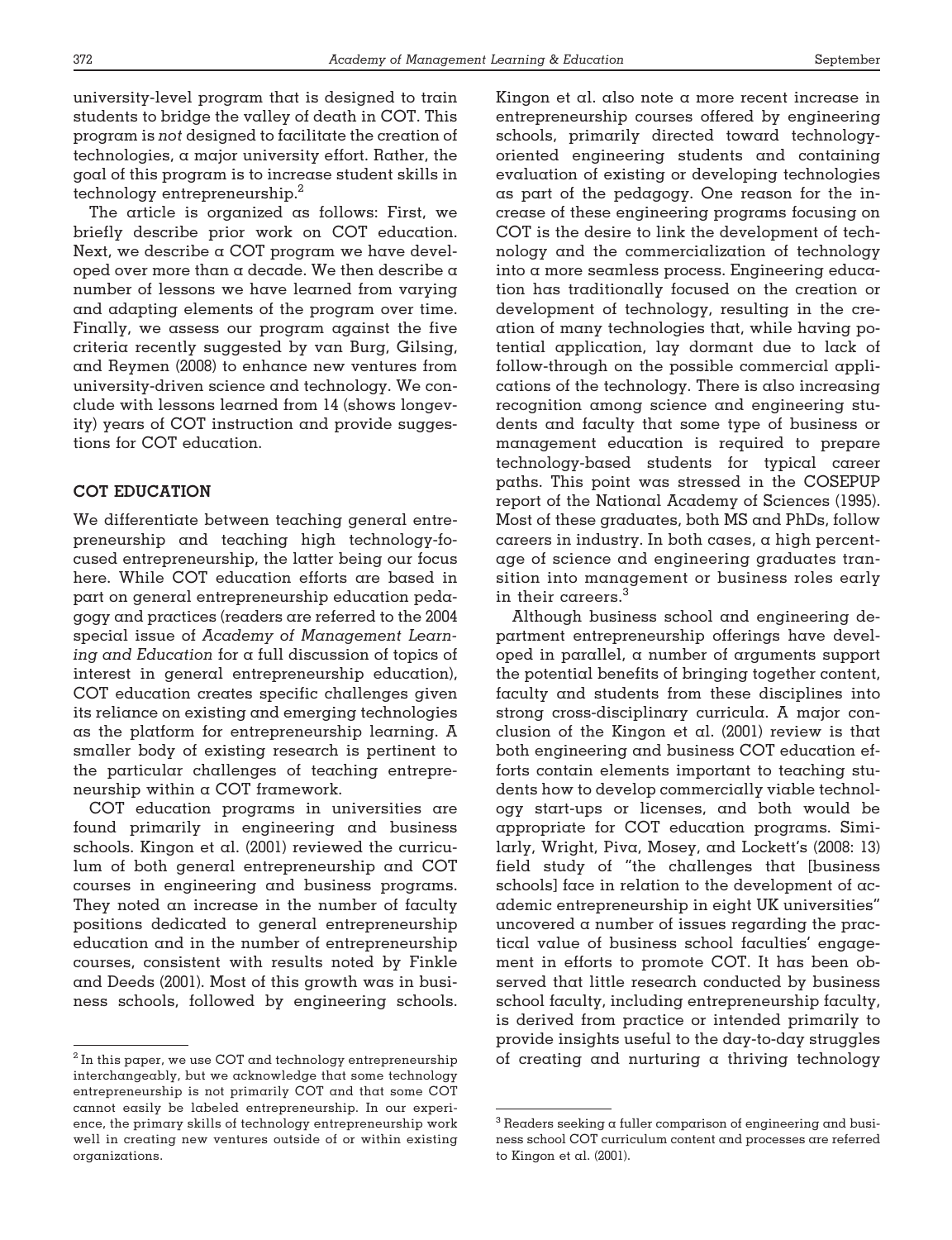university-level program that is designed to train students to bridge the valley of death in COT. This program is *not* designed to facilitate the creation of technologies, a major university effort. Rather, the goal of this program is to increase student skills in technology entrepreneurship.[2]

The article is organized as follows: First, we briefly describe prior work on COT education. Next, we describe a COT program we have developed over more than a decade. We then describe a number of lessons we have learned from varying and adapting elements of the program over time. Finally, we assess our program against the five criteria recently suggested by van Burg, Gilsing, and Reymen (2008) to enhance new ventures from university-driven science and technology. We conclude with lessons learned from 14 (shows longevity) years of COT instruction and provide suggestions for COT education.

## COT EDUCATION

We differentiate between teaching general entrepreneurship and teaching high technology-focused entrepreneurship, the latter being our focus here. While COT education efforts are based in part on general entrepreneurship education pedagogy and practices (readers are referred to the 2004 special issue of *Academy of Management Learning and Education* for a full discussion of topics of interest in general entrepreneurship education), COT education creates specific challenges given its reliance on existing and emerging technologies as the platform for entrepreneurship learning. A smaller body of existing research is pertinent to the particular challenges of teaching entrepreneurship within a COT framework.

COT education programs in universities are found primarily in engineering and business schools. Kingon et al. (2001) reviewed the curriculum of both general entrepreneurship and COT courses in engineering and business programs. They noted an increase in the number of faculty positions dedicated to general entrepreneurship education and in the number of entrepreneurship courses, consistent with results noted by Finkle and Deeds (2001). Most of this growth was in business schools, followed by engineering schools. Kingon et al. also note a more recent increase in entrepreneurship courses offered by engineering schools, primarily directed toward technology-oriented engineering students and containing evaluation of existing or developing technologies as part of the pedagogy. One reason for the increase of these engineering programs focusing on COT is the desire to link the development of technology and the commercialization of technology into a more seamless process. Engineering education has traditionally focused on the creation or development of technology, resulting in the creation of many technologies that, while having potential application, lay dormant due to lack of follow-through on the possible commercial applications of the technology. There is also increasing recognition among science and engineering students and faculty that some type of business or management education is required to prepare technology-based students for typical career paths. This point was stressed in the COSEPUP report of the National Academy of Sciences (1995). Most of these graduates, both MS and PhDs, follow careers in industry. In both cases, a high percentage of science and engineering graduates transition into management or business roles early in their careers.[3]

Although business school and engineering department entrepreneurship offerings have developed in parallel, a number of arguments support the potential benefits of bringing together content, faculty and students from these disciplines into strong cross-disciplinary curricula. A major conclusion of the Kingon et al. (2001) review is that both engineering and business COT education efforts contain elements important to teaching students how to develop commercially viable technology start-ups or licenses, and both would be appropriate for COT education programs. Similarly, Wright, Piva, Mosey, and Lockett's (2008: 13) field study of "the challenges that [business schools] face in relation to the development of academic entrepreneurship in eight UK universities" uncovered a number of issues regarding the practical value of business school faculties' engagement in efforts to promote COT. It has been observed that little research conducted by business school faculty, including entrepreneurship faculty, is derived from practice or intended primarily to provide insights useful to the day-to-day struggles of creating and nurturing a thriving technology

---

[2] In this paper, we use COT and technology entrepreneurship interchangeably, but we acknowledge that some technology entrepreneurship is not primarily COT and that some COT cannot easily be labeled entrepreneurship. In our experience, the primary skills of technology entrepreneurship work well in creating new ventures outside of or within existing organizations.

[3] Readers seeking a fuller comparison of engineering and business school COT curriculum content and processes are referred to Kingon et al. (2001).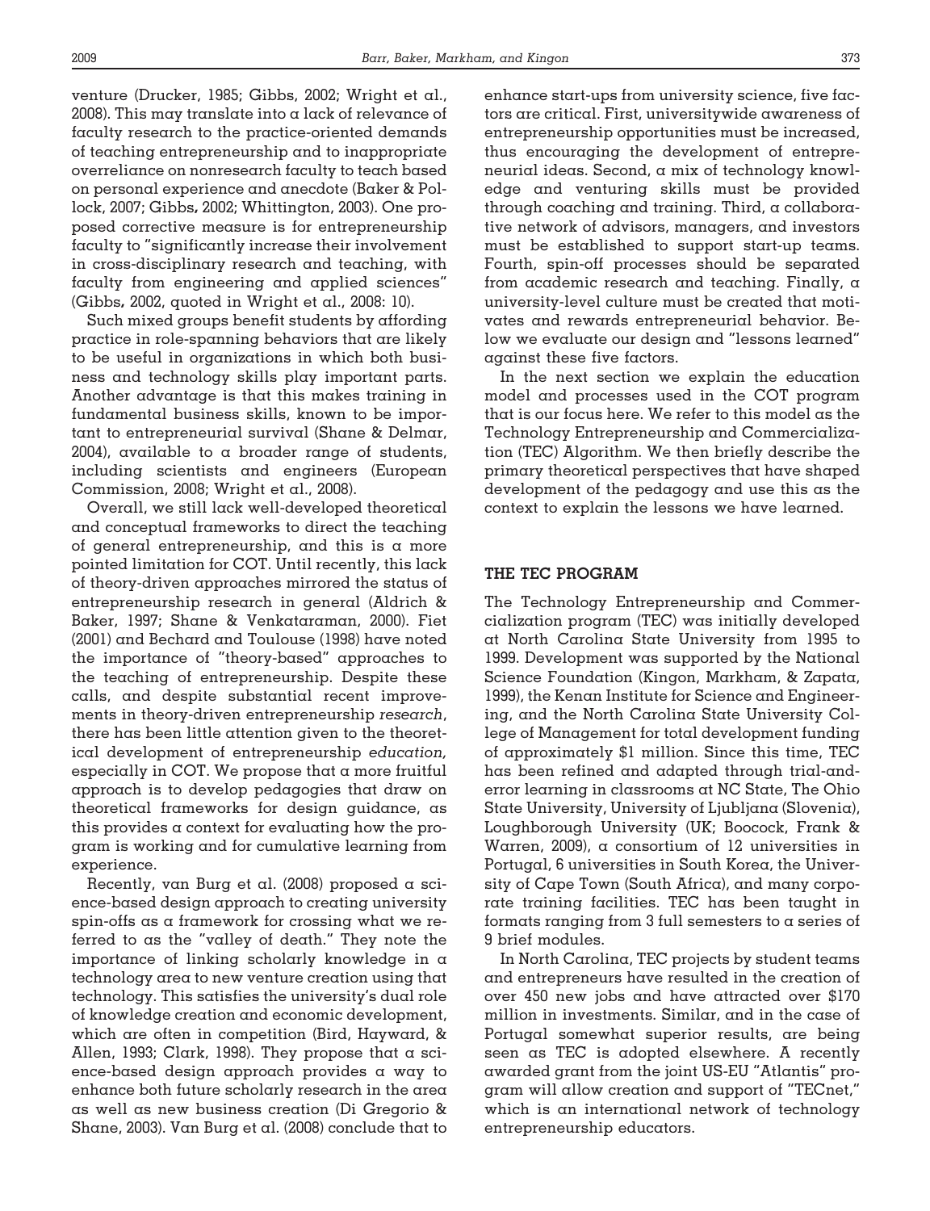venture (Drucker, 1985; Gibbs, 2002; Wright et al., 2008). This may translate into a lack of relevance of faculty research to the practice-oriented demands of teaching entrepreneurship and to inappropriate overreliance on nonresearch faculty to teach based on personal experience and anecdote (Baker & Pollock, 2007; Gibbs, 2002; Whittington, 2003). One proposed corrective measure is for entrepreneurship faculty to "significantly increase their involvement in cross-disciplinary research and teaching, with faculty from engineering and applied sciences" (Gibbs, 2002, quoted in Wright et al., 2008: 10).

Such mixed groups benefit students by affording practice in role-spanning behaviors that are likely to be useful in organizations in which both business and technology skills play important parts. Another advantage is that this makes training in fundamental business skills, known to be important to entrepreneurial survival (Shane & Delmar, 2004), available to a broader range of students, including scientists and engineers (European Commission, 2008; Wright et al., 2008).

Overall, we still lack well-developed theoretical and conceptual frameworks to direct the teaching of general entrepreneurship, and this is a more pointed limitation for COT. Until recently, this lack of theory-driven approaches mirrored the status of entrepreneurship research in general (Aldrich & Baker, 1997; Shane & Venkataraman, 2000). Fiet (2001) and Bechard and Toulouse (1998) have noted the importance of "theory-based" approaches to the teaching of entrepreneurship. Despite these calls, and despite substantial recent improvements in theory-driven entrepreneurship *research*, there has been little attention given to the theoretical development of entrepreneurship *education,* especially in COT. We propose that a more fruitful approach is to develop pedagogies that draw on theoretical frameworks for design guidance, as this provides a context for evaluating how the program is working and for cumulative learning from experience.

Recently, van Burg et al. (2008) proposed a science-based design approach to creating university spin-offs as a framework for crossing what we referred to as the "valley of death." They note the importance of linking scholarly knowledge in a technology area to new venture creation using that technology. This satisfies the university's dual role of knowledge creation and economic development, which are often in competition (Bird, Hayward, & Allen, 1993; Clark, 1998). They propose that a science-based design approach provides a way to enhance both future scholarly research in the area as well as new business creation (Di Gregorio & Shane, 2003). Van Burg et al. (2008) conclude that to enhance start-ups from university science, five factors are critical. First, universitywide awareness of entrepreneurship opportunities must be increased, thus encouraging the development of entrepreneurial ideas. Second, a mix of technology knowledge and venturing skills must be provided through coaching and training. Third, a collaborative network of advisors, managers, and investors must be established to support start-up teams. Fourth, spin-off processes should be separated from academic research and teaching. Finally, a university-level culture must be created that motivates and rewards entrepreneurial behavior. Below we evaluate our design and "lessons learned" against these five factors.

In the next section we explain the education model and processes used in the COT program that is our focus here. We refer to this model as the Technology Entrepreneurship and Commercialization (TEC) Algorithm. We then briefly describe the primary theoretical perspectives that have shaped development of the pedagogy and use this as the context to explain the lessons we have learned.

## THE TEC PROGRAM

The Technology Entrepreneurship and Commercialization program (TEC) was initially developed at North Carolina State University from 1995 to 1999. Development was supported by the National Science Foundation (Kingon, Markham, & Zapata, 1999), the Kenan Institute for Science and Engineering, and the North Carolina State University College of Management for total development funding of approximately $1 million. Since this time, TEC has been refined and adapted through trial-and-error learning in classrooms at NC State, The Ohio State University, University of Ljubljana (Slovenia), Loughborough University (UK; Boocock, Frank & Warren, 2009), a consortium of 12 universities in Portugal, 6 universities in South Korea, the University of Cape Town (South Africa), and many corporate training facilities. TEC has been taught in formats ranging from 3 full semesters to a series of 9 brief modules.

In North Carolina, TEC projects by student teams and entrepreneurs have resulted in the creation of over 450 new jobs and have attracted over $170 million in investments. Similar, and in the case of Portugal somewhat superior results, are being seen as TEC is adopted elsewhere. A recently awarded grant from the joint US-EU "Atlantis" program will allow creation and support of "TECnet," which is an international network of technology entrepreneurship educators.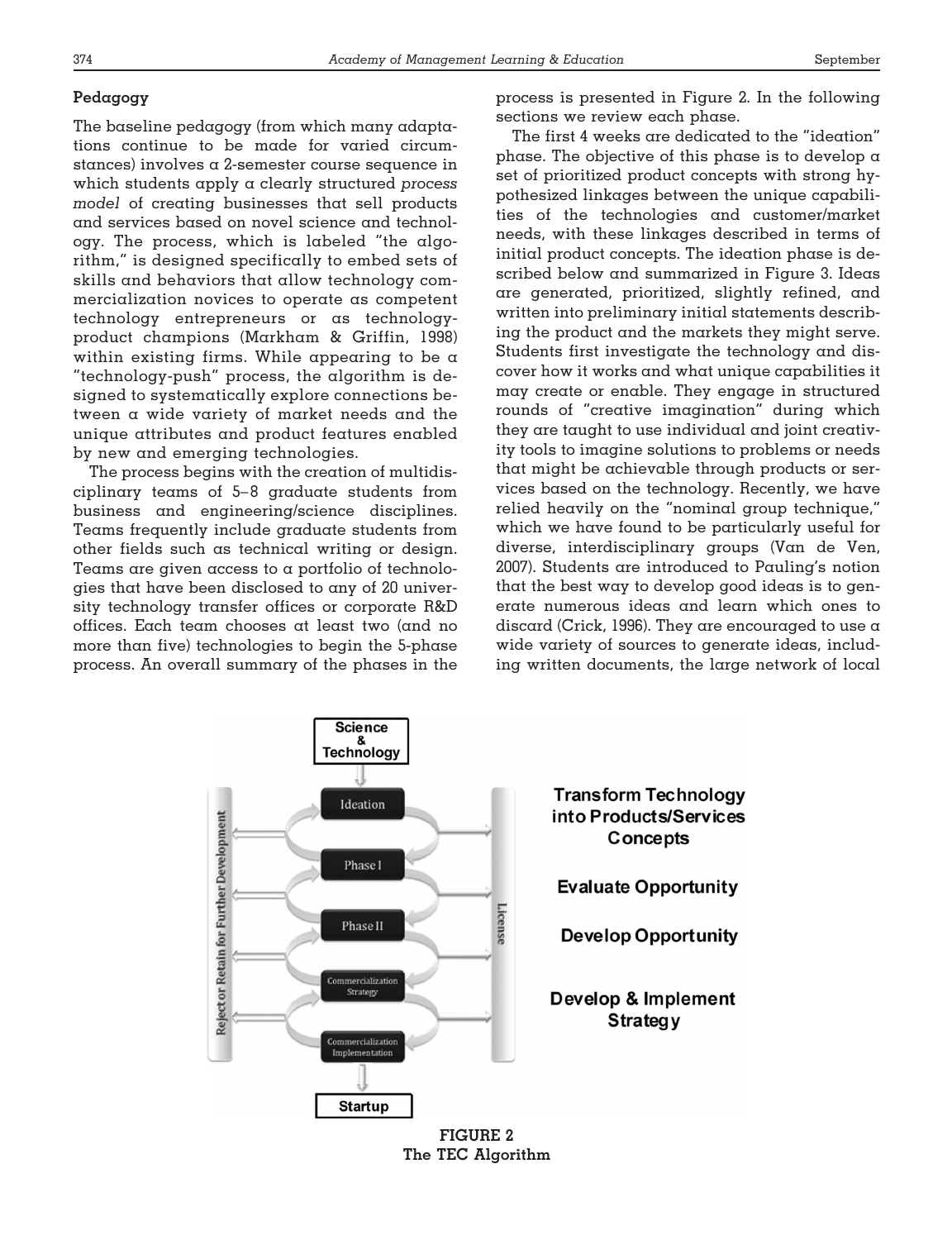### Pedagogy

The baseline pedagogy (from which many adaptations continue to be made for varied circumstances) involves a 2-semester course sequence in which students apply a clearly structured *process model* of creating businesses that sell products and services based on novel science and technology. The process, which is labeled "the algorithm," is designed specifically to embed sets of skills and behaviors that allow technology commercialization novices to operate as competent technology entrepreneurs or as technology-product champions (Markham & Griffin, 1998) within existing firms. While appearing to be a "technology-push" process, the algorithm is designed to systematically explore connections between a wide variety of market needs and the unique attributes and product features enabled by new and emerging technologies.

The process begins with the creation of multidisciplinary teams of 5–8 graduate students from business and engineering/science disciplines. Teams frequently include graduate students from other fields such as technical writing or design. Teams are given access to a portfolio of technologies that have been disclosed to any of 20 university technology transfer offices or corporate R&D offices. Each team chooses at least two (and no more than five) technologies to begin the 5-phase process. An overall summary of the phases in the process is presented in Figure 2. In the following sections we review each phase.

The first 4 weeks are dedicated to the "ideation" phase. The objective of this phase is to develop a set of prioritized product concepts with strong hypothesized linkages between the unique capabilities of the technologies and customer/market needs, with these linkages described in terms of initial product concepts. The ideation phase is described below and summarized in Figure 3. Ideas are generated, prioritized, slightly refined, and written into preliminary initial statements describing the product and the markets they might serve. Students first investigate the technology and discover how it works and what unique capabilities it may create or enable. They engage in structured rounds of "creative imagination" during which they are taught to use individual and joint creativity tools to imagine solutions to problems or needs that might be achievable through products or services based on the technology. Recently, we have relied heavily on the "nominal group technique," which we have found to be particularly useful for diverse, interdisciplinary groups (Van de Ven, 2007). Students are introduced to Pauling's notion that the best way to develop good ideas is to generate numerous ideas and learn which ones to discard (Crick, 1996). They are encouraged to use a wide variety of sources to generate ideas, including written documents, the large network of local

Science & Technology → Ideation → Phase I → Phase II → Commercialization Strategy → Commercialization Implementation → Startup

Reject or Retain for Further Development | License

Transform Technology into Products/Services Concepts

Evaluate Opportunity

Develop Opportunity

Develop & Implement Strategy

**FIGURE 2**
**The TEC Algorithm**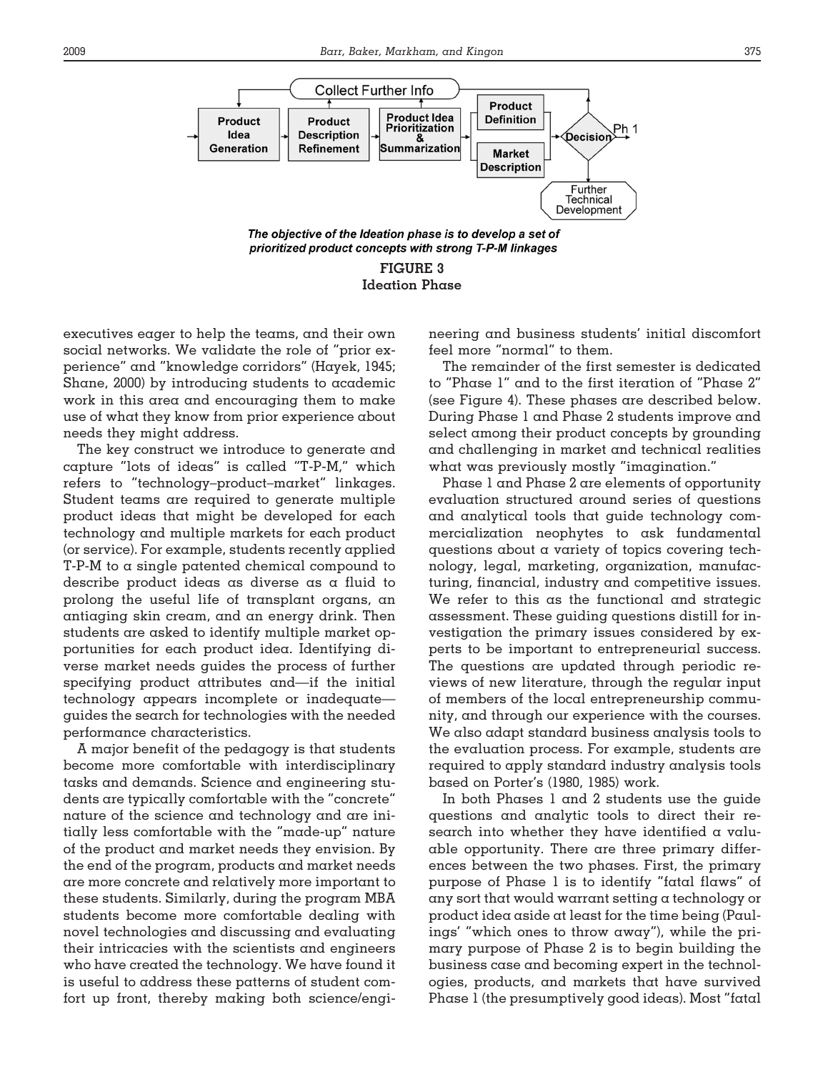Collect Further Info

Product Idea Generation → Product Description Refinement → Product Idea Prioritization & Summarization → Product Definition / Market Description → Decision → Ph 1

Further Technical Development

*The objective of the Ideation phase is to develop a set of prioritized product concepts with strong T-P-M linkages*

**FIGURE 3**
**Ideation Phase**

executives eager to help the teams, and their own social networks. We validate the role of "prior experience" and "knowledge corridors" (Hayek, 1945; Shane, 2000) by introducing students to academic work in this area and encouraging them to make use of what they know from prior experience about needs they might address.

The key construct we introduce to generate and capture "lots of ideas" is called "T-P-M," which refers to "technology–product–market" linkages. Student teams are required to generate multiple product ideas that might be developed for each technology and multiple markets for each product (or service). For example, students recently applied T-P-M to a single patented chemical compound to describe product ideas as diverse as a fluid to prolong the useful life of transplant organs, an antiaging skin cream, and an energy drink. Then students are asked to identify multiple market opportunities for each product idea. Identifying diverse market needs guides the process of further specifying product attributes and—if the initial technology appears incomplete or inadequate—guides the search for technologies with the needed performance characteristics.

A major benefit of the pedagogy is that students become more comfortable with interdisciplinary tasks and demands. Science and engineering students are typically comfortable with the "concrete" nature of the science and technology and are initially less comfortable with the "made-up" nature of the product and market needs they envision. By the end of the program, products and market needs are more concrete and relatively more important to these students. Similarly, during the program MBA students become more comfortable dealing with novel technologies and discussing and evaluating their intricacies with the scientists and engineers who have created the technology. We have found it is useful to address these patterns of student comfort up front, thereby making both science/engineering and business students' initial discomfort feel more "normal" to them.

The remainder of the first semester is dedicated to "Phase 1" and to the first iteration of "Phase 2" (see Figure 4). These phases are described below. During Phase 1 and Phase 2 students improve and select among their product concepts by grounding and challenging in market and technical realities what was previously mostly "imagination."

Phase 1 and Phase 2 are elements of opportunity evaluation structured around series of questions and analytical tools that guide technology commercialization neophytes to ask fundamental questions about a variety of topics covering technology, legal, marketing, organization, manufacturing, financial, industry and competitive issues. We refer to this as the functional and strategic assessment. These guiding questions distill for investigation the primary issues considered by experts to be important to entrepreneurial success. The questions are updated through periodic reviews of new literature, through the regular input of members of the local entrepreneurship community, and through our experience with the courses. We also adapt standard business analysis tools to the evaluation process. For example, students are required to apply standard industry analysis tools based on Porter's (1980, 1985) work.

In both Phases 1 and 2 students use the guide questions and analytic tools to direct their research into whether they have identified a valuable opportunity. There are three primary differences between the two phases. First, the primary purpose of Phase 1 is to identify "fatal flaws" of any sort that would warrant setting a technology or product idea aside at least for the time being (Paulings' "which ones to throw away"), while the primary purpose of Phase 2 is to begin building the business case and becoming expert in the technologies, products, and markets that have survived Phase 1 (the presumptively good ideas). Most "fatal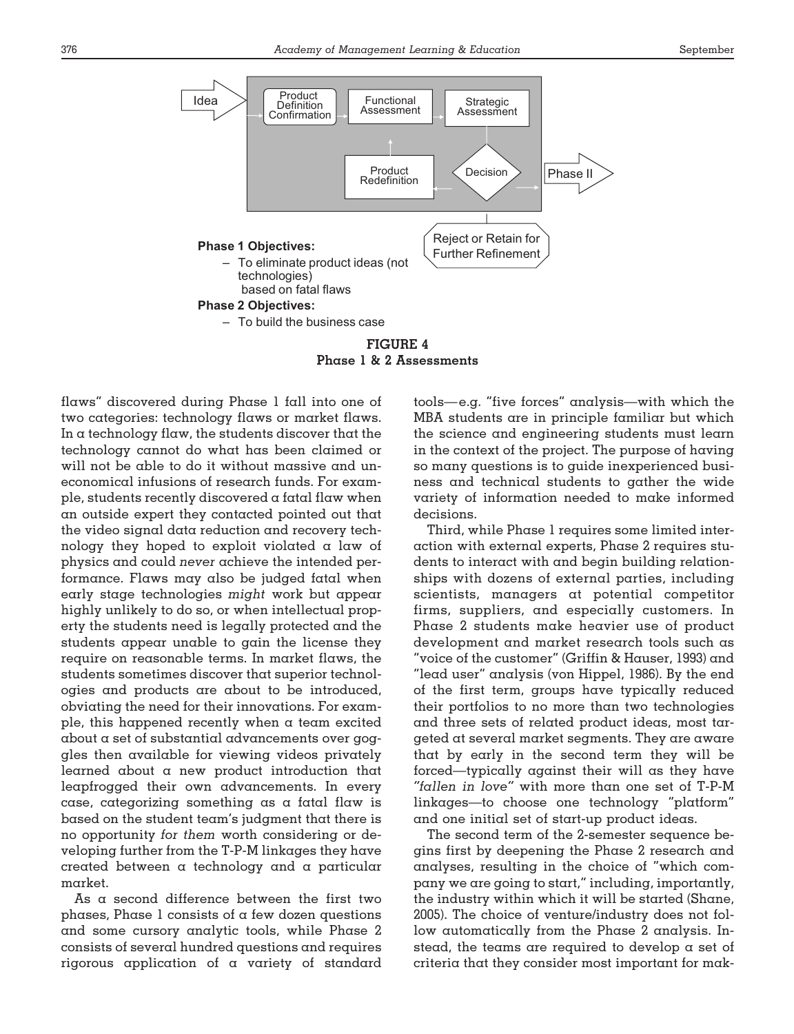Idea → Product Definition Confirmation → Functional Assessment → Strategic Assessment → Decision → Phase II

Product Redefinition

Reject or Retain for Further Refinement

**Phase 1 Objectives:**

- To eliminate product ideas (not technologies) based on fatal flaws

**Phase 2 Objectives:**

- To build the business case

**FIGURE 4**
**Phase 1 & 2 Assessments**

flaws" discovered during Phase 1 fall into one of two categories: technology flaws or market flaws. In a technology flaw, the students discover that the technology cannot do what has been claimed or will not be able to do it without massive and uneconomical infusions of research funds. For example, students recently discovered a fatal flaw when an outside expert they contacted pointed out that the video signal data reduction and recovery technology they hoped to exploit violated a law of physics and could *never* achieve the intended performance. Flaws may also be judged fatal when early stage technologies *might* work but appear highly unlikely to do so, or when intellectual property the students need is legally protected and the students appear unable to gain the license they require on reasonable terms. In market flaws, the students sometimes discover that superior technologies and products are about to be introduced, obviating the need for their innovations. For example, this happened recently when a team excited about a set of substantial advancements over goggles then available for viewing videos privately learned about a new product introduction that leapfrogged their own advancements. In every case, categorizing something as a fatal flaw is based on the student team's judgment that there is no opportunity *for them* worth considering or developing further from the T-P-M linkages they have created between a technology and a particular market.

As a second difference between the first two phases, Phase 1 consists of a few dozen questions and some cursory analytic tools, while Phase 2 consists of several hundred questions and requires rigorous application of a variety of standard tools—e.g. "five forces" analysis—with which the MBA students are in principle familiar but which the science and engineering students must learn in the context of the project. The purpose of having so many questions is to guide inexperienced business and technical students to gather the wide variety of information needed to make informed decisions.

Third, while Phase 1 requires some limited interaction with external experts, Phase 2 requires students to interact with and begin building relationships with dozens of external parties, including scientists, managers at potential competitor firms, suppliers, and especially customers. In Phase 2 students make heavier use of product development and market research tools such as "voice of the customer" (Griffin & Hauser, 1993) and "lead user" analysis (von Hippel, 1986). By the end of the first term, groups have typically reduced their portfolios to no more than two technologies and three sets of related product ideas, most targeted at several market segments. They are aware that by early in the second term they will be forced—typically against their will as they have *"fallen in love"* with more than one set of T-P-M linkages—to choose one technology "platform" and one initial set of start-up product ideas.

The second term of the 2-semester sequence begins first by deepening the Phase 2 research and analyses, resulting in the choice of "which company we are going to start," including, importantly, the industry within which it will be started (Shane, 2005). The choice of venture/industry does not follow automatically from the Phase 2 analysis. Instead, the teams are required to develop a set of criteria that they consider most important for mak-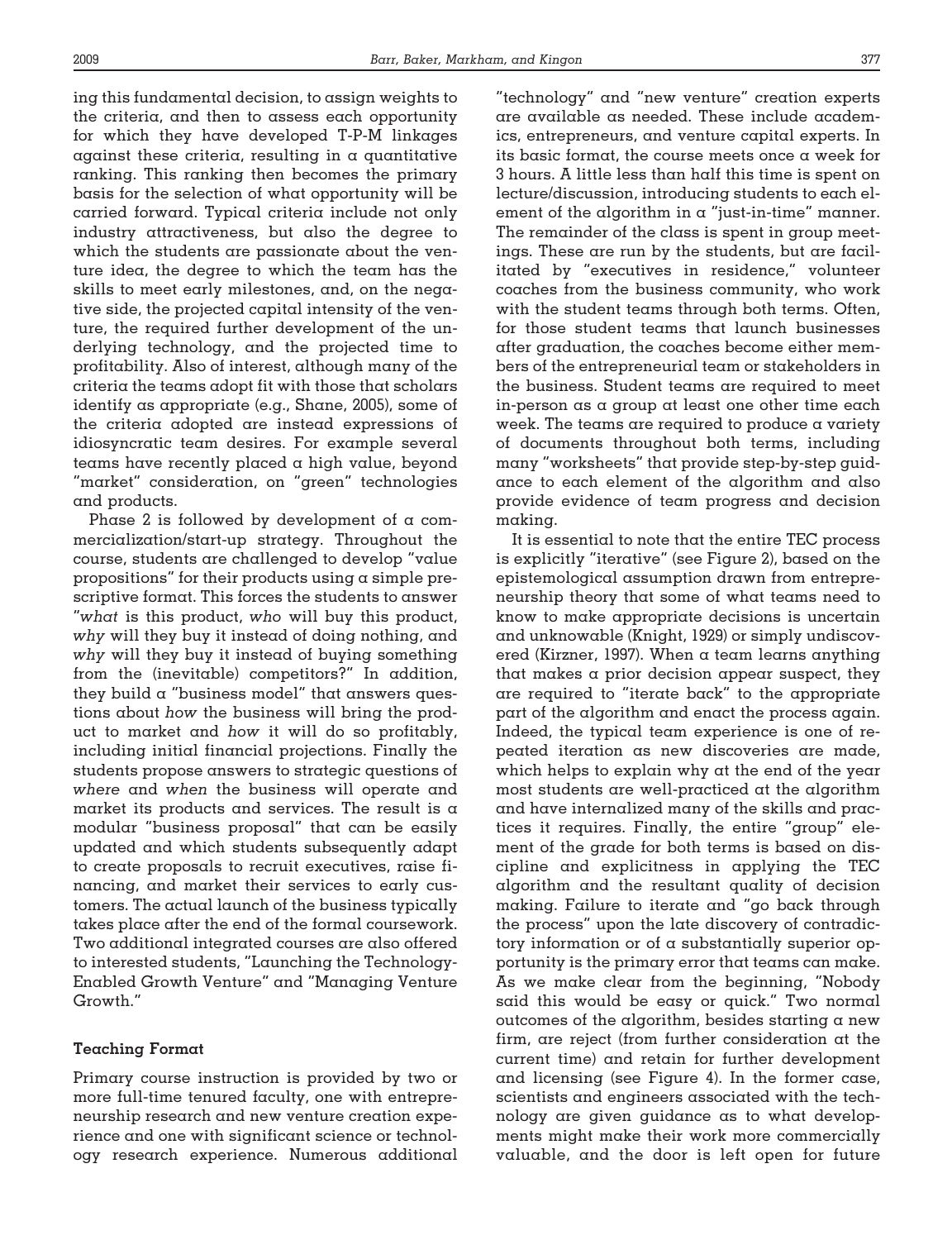ing this fundamental decision, to assign weights to the criteria, and then to assess each opportunity for which they have developed T-P-M linkages against these criteria, resulting in a quantitative ranking. This ranking then becomes the primary basis for the selection of what opportunity will be carried forward. Typical criteria include not only industry attractiveness, but also the degree to which the students are passionate about the venture idea, the degree to which the team has the skills to meet early milestones, and, on the negative side, the projected capital intensity of the venture, the required further development of the underlying technology, and the projected time to profitability. Also of interest, although many of the criteria the teams adopt fit with those that scholars identify as appropriate (e.g., Shane, 2005), some of the criteria adopted are instead expressions of idiosyncratic team desires. For example several teams have recently placed a high value, beyond "market" consideration, on "green" technologies and products.

Phase 2 is followed by development of a commercialization/start-up strategy. Throughout the course, students are challenged to develop "value propositions" for their products using a simple prescriptive format. This forces the students to answer "*what* is this product, *who* will buy this product, *why* will they buy it instead of doing nothing, and *why* will they buy it instead of buying something from the (inevitable) competitors?" In addition, they build a "business model" that answers questions about *how* the business will bring the product to market and *how* it will do so profitably, including initial financial projections. Finally the students propose answers to strategic questions of *where* and *when* the business will operate and market its products and services. The result is a modular "business proposal" that can be easily updated and which students subsequently adapt to create proposals to recruit executives, raise financing, and market their services to early customers. The actual launch of the business typically takes place after the end of the formal coursework. Two additional integrated courses are also offered to interested students, "Launching the Technology-Enabled Growth Venture" and "Managing Venture Growth."

**Teaching Format**

Primary course instruction is provided by two or more full-time tenured faculty, one with entrepreneurship research and new venture creation experience and one with significant science or technology research experience. Numerous additional "technology" and "new venture" creation experts are available as needed. These include academics, entrepreneurs, and venture capital experts. In its basic format, the course meets once a week for 3 hours. A little less than half this time is spent on lecture/discussion, introducing students to each element of the algorithm in a "just-in-time" manner. The remainder of the class is spent in group meetings. These are run by the students, but are facilitated by "executives in residence," volunteer coaches from the business community, who work with the student teams through both terms. Often, for those student teams that launch businesses after graduation, the coaches become either members of the entrepreneurial team or stakeholders in the business. Student teams are required to meet in-person as a group at least one other time each week. The teams are required to produce a variety of documents throughout both terms, including many "worksheets" that provide step-by-step guidance to each element of the algorithm and also provide evidence of team progress and decision making.

It is essential to note that the entire TEC process is explicitly "iterative" (see Figure 2), based on the epistemological assumption drawn from entrepreneurship theory that some of what teams need to know to make appropriate decisions is uncertain and unknowable (Knight, 1929) or simply undiscovered (Kirzner, 1997). When a team learns anything that makes a prior decision appear suspect, they are required to "iterate back" to the appropriate part of the algorithm and enact the process again. Indeed, the typical team experience is one of repeated iteration as new discoveries are made, which helps to explain why at the end of the year most students are well-practiced at the algorithm and have internalized many of the skills and practices it requires. Finally, the entire "group" element of the grade for both terms is based on discipline and explicitness in applying the TEC algorithm and the resultant quality of decision making. Failure to iterate and "go back through the process" upon the late discovery of contradictory information or of a substantially superior opportunity is the primary error that teams can make. As we make clear from the beginning, "Nobody said this would be easy or quick." Two normal outcomes of the algorithm, besides starting a new firm, are reject (from further consideration at the current time) and retain for further development and licensing (see Figure 4). In the former case, scientists and engineers associated with the technology are given guidance as to what developments might make their work more commercially valuable, and the door is left open for future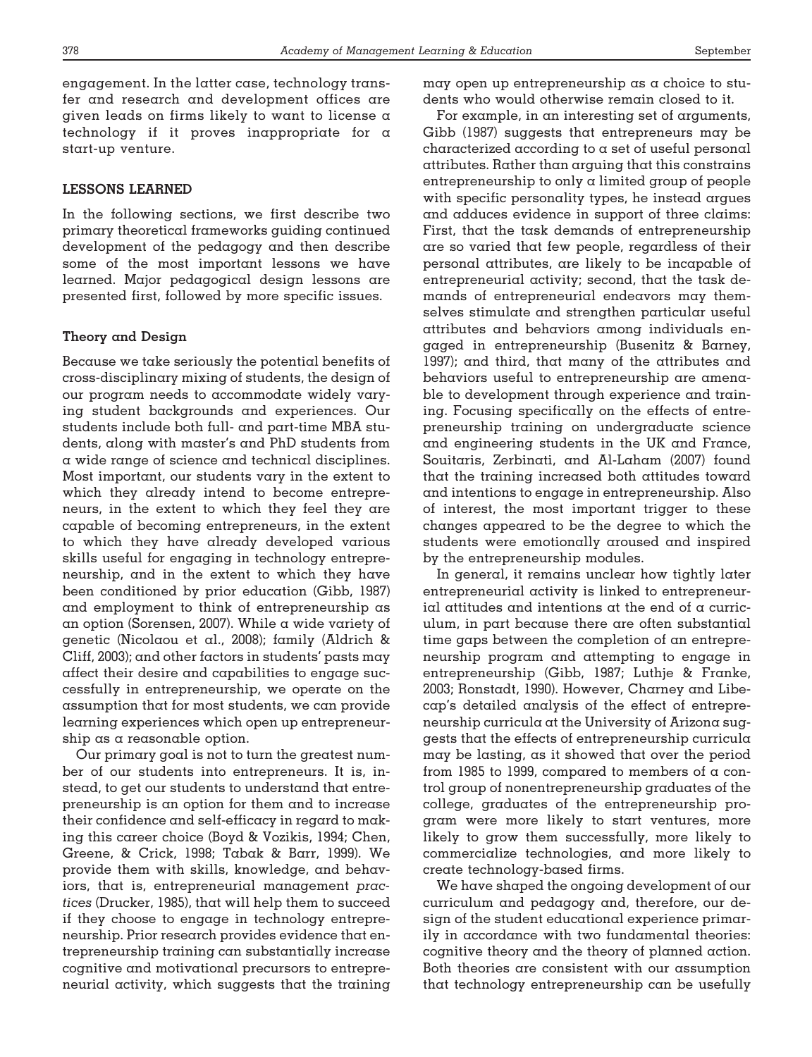engagement. In the latter case, technology transfer and research and development offices are given leads on firms likely to want to license a technology if it proves inappropriate for a start-up venture.

## LESSONS LEARNED

In the following sections, we first describe two primary theoretical frameworks guiding continued development of the pedagogy and then describe some of the most important lessons we have learned. Major pedagogical design lessons are presented first, followed by more specific issues.

### Theory and Design

Because we take seriously the potential benefits of cross-disciplinary mixing of students, the design of our program needs to accommodate widely varying student backgrounds and experiences. Our students include both full- and part-time MBA students, along with master's and PhD students from a wide range of science and technical disciplines. Most important, our students vary in the extent to which they already intend to become entrepreneurs, in the extent to which they feel they are capable of becoming entrepreneurs, in the extent to which they have already developed various skills useful for engaging in technology entrepreneurship, and in the extent to which they have been conditioned by prior education (Gibb, 1987) and employment to think of entrepreneurship as an option (Sorensen, 2007). While a wide variety of genetic (Nicolaou et al., 2008); family (Aldrich & Cliff, 2003); and other factors in students' pasts may affect their desire and capabilities to engage successfully in entrepreneurship, we operate on the assumption that for most students, we can provide learning experiences which open up entrepreneurship as a reasonable option.

Our primary goal is not to turn the greatest number of our students into entrepreneurs. It is, instead, to get our students to understand that entrepreneurship is an option for them and to increase their confidence and self-efficacy in regard to making this career choice (Boyd & Vozikis, 1994; Chen, Greene, & Crick, 1998; Tabak & Barr, 1999). We provide them with skills, knowledge, and behaviors, that is, entrepreneurial management *practices* (Drucker, 1985), that will help them to succeed if they choose to engage in technology entrepreneurship. Prior research provides evidence that entrepreneurship training can substantially increase cognitive and motivational precursors to entrepreneurial activity, which suggests that the training may open up entrepreneurship as a choice to students who would otherwise remain closed to it.

For example, in an interesting set of arguments, Gibb (1987) suggests that entrepreneurs may be characterized according to a set of useful personal attributes. Rather than arguing that this constrains entrepreneurship to only a limited group of people with specific personality types, he instead argues and adduces evidence in support of three claims: First, that the task demands of entrepreneurship are so varied that few people, regardless of their personal attributes, are likely to be incapable of entrepreneurial activity; second, that the task demands of entrepreneurial endeavors may themselves stimulate and strengthen particular useful attributes and behaviors among individuals engaged in entrepreneurship (Busenitz & Barney, 1997); and third, that many of the attributes and behaviors useful to entrepreneurship are amenable to development through experience and training. Focusing specifically on the effects of entrepreneurship training on undergraduate science and engineering students in the UK and France, Souitaris, Zerbinati, and Al-Laham (2007) found that the training increased both attitudes toward and intentions to engage in entrepreneurship. Also of interest, the most important trigger to these changes appeared to be the degree to which the students were emotionally aroused and inspired by the entrepreneurship modules.

In general, it remains unclear how tightly later entrepreneurial activity is linked to entrepreneurial attitudes and intentions at the end of a curriculum, in part because there are often substantial time gaps between the completion of an entrepreneurship program and attempting to engage in entrepreneurship (Gibb, 1987; Luthje & Franke, 2003; Ronstadt, 1990). However, Charney and Libecap's detailed analysis of the effect of entrepreneurship curricula at the University of Arizona suggests that the effects of entrepreneurship curricula may be lasting, as it showed that over the period from 1985 to 1999, compared to members of a control group of nonentrepreneurship graduates of the college, graduates of the entrepreneurship program were more likely to start ventures, more likely to grow them successfully, more likely to commercialize technologies, and more likely to create technology-based firms.

We have shaped the ongoing development of our curriculum and pedagogy and, therefore, our design of the student educational experience primarily in accordance with two fundamental theories: cognitive theory and the theory of planned action. Both theories are consistent with our assumption that technology entrepreneurship can be usefully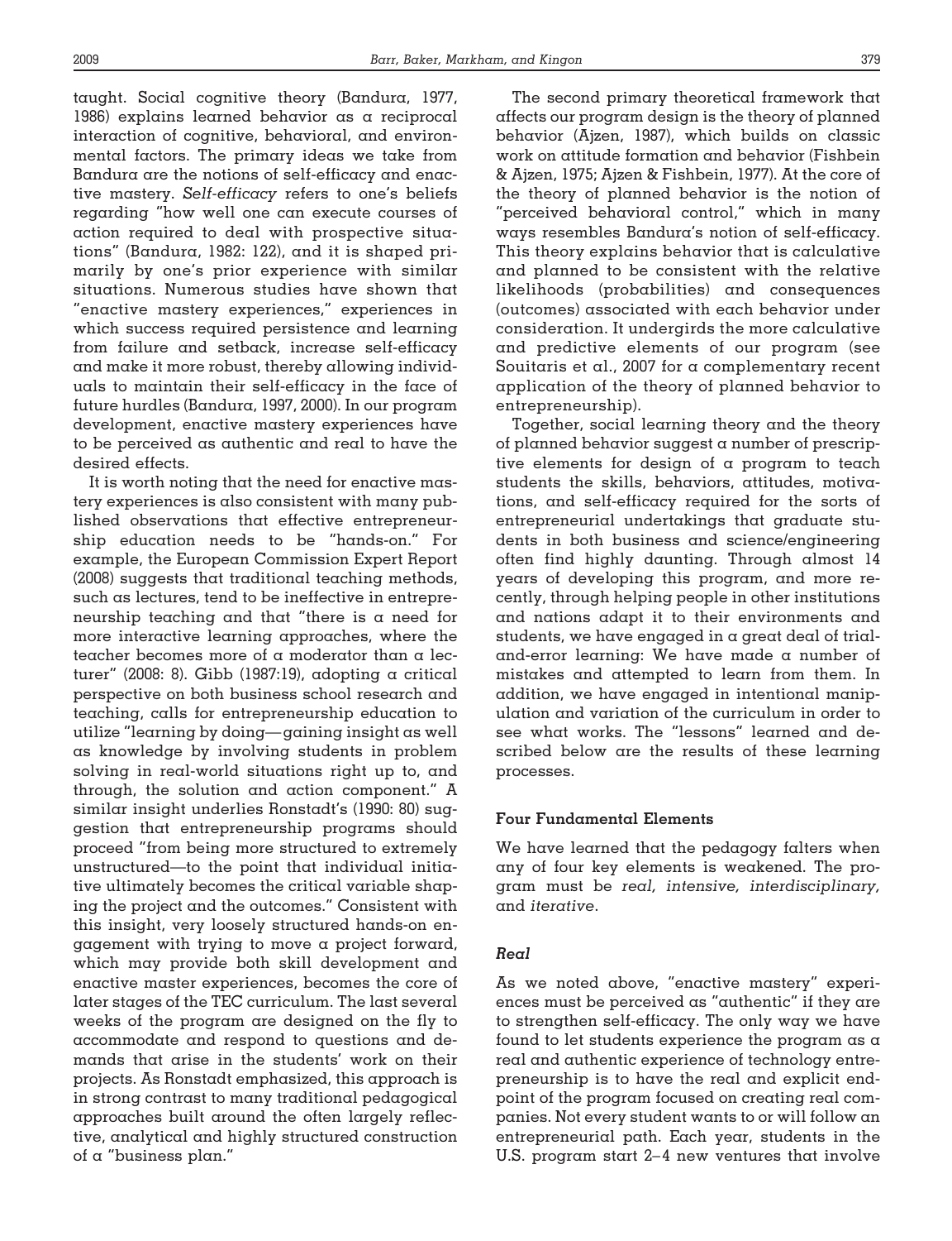taught. Social cognitive theory (Bandura, 1977, 1986) explains learned behavior as a reciprocal interaction of cognitive, behavioral, and environmental factors. The primary ideas we take from Bandura are the notions of self-efficacy and enactive mastery. *Self-efficacy* refers to one's beliefs regarding "how well one can execute courses of action required to deal with prospective situations" (Bandura, 1982: 122), and it is shaped primarily by one's prior experience with similar situations. Numerous studies have shown that "enactive mastery experiences," experiences in which success required persistence and learning from failure and setback, increase self-efficacy and make it more robust, thereby allowing individuals to maintain their self-efficacy in the face of future hurdles (Bandura, 1997, 2000). In our program development, enactive mastery experiences have to be perceived as authentic and real to have the desired effects.

It is worth noting that the need for enactive mastery experiences is also consistent with many published observations that effective entrepreneurship education needs to be "hands-on." For example, the European Commission Expert Report (2008) suggests that traditional teaching methods, such as lectures, tend to be ineffective in entrepreneurship teaching and that "there is a need for more interactive learning approaches, where the teacher becomes more of a moderator than a lecturer" (2008: 8). Gibb (1987:19), adopting a critical perspective on both business school research and teaching, calls for entrepreneurship education to utilize "learning by doing—gaining insight as well as knowledge by involving students in problem solving in real-world situations right up to, and through, the solution and action component." A similar insight underlies Ronstadt's (1990: 80) suggestion that entrepreneurship programs should proceed "from being more structured to extremely unstructured—to the point that individual initiative ultimately becomes the critical variable shaping the project and the outcomes." Consistent with this insight, very loosely structured hands-on engagement with trying to move a project forward, which may provide both skill development and enactive master experiences, becomes the core of later stages of the TEC curriculum. The last several weeks of the program are designed on the fly to accommodate and respond to questions and demands that arise in the students' work on their projects. As Ronstadt emphasized, this approach is in strong contrast to many traditional pedagogical approaches built around the often largely reflective, analytical and highly structured construction of a "business plan."

The second primary theoretical framework that affects our program design is the theory of planned behavior (Ajzen, 1987), which builds on classic work on attitude formation and behavior (Fishbein & Ajzen, 1975; Ajzen & Fishbein, 1977). At the core of the theory of planned behavior is the notion of "perceived behavioral control," which in many ways resembles Bandura's notion of self-efficacy. This theory explains behavior that is calculative and planned to be consistent with the relative likelihoods (probabilities) and consequences (outcomes) associated with each behavior under consideration. It undergirds the more calculative and predictive elements of our program (see Souitaris et al., 2007 for a complementary recent application of the theory of planned behavior to entrepreneurship).

Together, social learning theory and the theory of planned behavior suggest a number of prescriptive elements for design of a program to teach students the skills, behaviors, attitudes, motivations, and self-efficacy required for the sorts of entrepreneurial undertakings that graduate students in both business and science/engineering often find highly daunting. Through almost 14 years of developing this program, and more recently, through helping people in other institutions and nations adapt it to their environments and students, we have engaged in a great deal of trial-and-error learning: We have made a number of mistakes and attempted to learn from them. In addition, we have engaged in intentional manipulation and variation of the curriculum in order to see what works. The "lessons" learned and described below are the results of these learning processes.

### Four Fundamental Elements

We have learned that the pedagogy falters when any of four key elements is weakened. The program must be *real, intensive, interdisciplinary,* and *iterative*.

#### *Real*

As we noted above, "enactive mastery" experiences must be perceived as "authentic" if they are to strengthen self-efficacy. The only way we have found to let students experience the program as a real and authentic experience of technology entrepreneurship is to have the real and explicit endpoint of the program focused on creating real companies. Not every student wants to or will follow an entrepreneurial path. Each year, students in the U.S. program start 2–4 new ventures that involve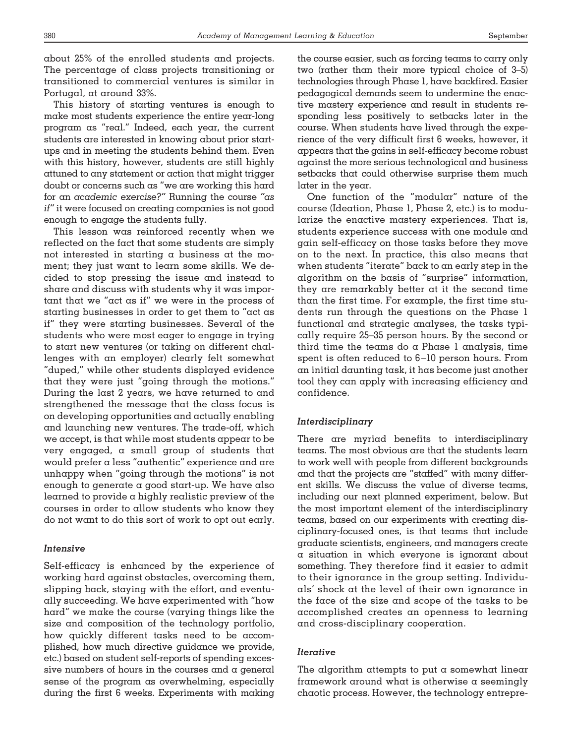about 25% of the enrolled students and projects. The percentage of class projects transitioning or transitioned to commercial ventures is similar in Portugal, at around 33%.

This history of starting ventures is enough to make most students experience the entire year-long program as "real." Indeed, each year, the current students are interested in knowing about prior startups and in meeting the students behind them. Even with this history, however, students are still highly attuned to any statement or action that might trigger doubt or concerns such as "we are working this hard for an *academic exercise?*" Running the course *"as if"* it were focused on creating companies is not good enough to engage the students fully.

This lesson was reinforced recently when we reflected on the fact that some students are simply not interested in starting a business at the moment; they just want to learn some skills. We decided to stop pressing the issue and instead to share and discuss with students why it was important that we "act as if" we were in the process of starting businesses in order to get them to "act as if" they were starting businesses. Several of the students who were most eager to engage in trying to start new ventures (or taking on different challenges with an employer) clearly felt somewhat "duped," while other students displayed evidence that they were just "going through the motions." During the last 2 years, we have returned to and strengthened the message that the class focus is on developing opportunities and actually enabling and launching new ventures. The trade-off, which we accept, is that while most students appear to be very engaged, a small group of students that would prefer a less "authentic" experience and are unhappy when "going through the motions" is not enough to generate a good start-up. We have also learned to provide a highly realistic preview of the courses in order to allow students who know they do not want to do this sort of work to opt out early.

### *Intensive*

Self-efficacy is enhanced by the experience of working hard against obstacles, overcoming them, slipping back, staying with the effort, and eventually succeeding. We have experimented with "how hard" we make the course (varying things like the size and composition of the technology portfolio, how quickly different tasks need to be accomplished, how much directive guidance we provide, etc.) based on student self-reports of spending excessive numbers of hours in the courses and a general sense of the program as overwhelming, especially during the first 6 weeks. Experiments with making the course easier, such as forcing teams to carry only two (rather than their more typical choice of 3–5) technologies through Phase 1, have backfired. Easier pedagogical demands seem to undermine the enactive mastery experience and result in students responding less positively to setbacks later in the course. When students have lived through the experience of the very difficult first 6 weeks, however, it appears that the gains in self-efficacy become robust against the more serious technological and business setbacks that could otherwise surprise them much later in the year.

One function of the "modular" nature of the course (Ideation, Phase 1, Phase 2, etc.) is to modularize the enactive mastery experiences. That is, students experience success with one module and gain self-efficacy on those tasks before they move on to the next. In practice, this also means that when students "iterate" back to an early step in the algorithm on the basis of "surprise" information, they are remarkably better at it the second time than the first time. For example, the first time students run through the questions on the Phase 1 functional and strategic analyses, the tasks typically require 25–35 person hours. By the second or third time the teams do a Phase 1 analysis, time spent is often reduced to 6–10 person hours. From an initial daunting task, it has become just another tool they can apply with increasing efficiency and confidence.

### *Interdisciplinary*

There are myriad benefits to interdisciplinary teams. The most obvious are that the students learn to work well with people from different backgrounds and that the projects are "staffed" with many different skills. We discuss the value of diverse teams, including our next planned experiment, below. But the most important element of the interdisciplinary teams, based on our experiments with creating disciplinary-focused ones, is that teams that include graduate scientists, engineers, and managers create a situation in which everyone is ignorant about something. They therefore find it easier to admit to their ignorance in the group setting. Individuals' shock at the level of their own ignorance in the face of the size and scope of the tasks to be accomplished creates an openness to learning and cross-disciplinary cooperation.

### *Iterative*

The algorithm attempts to put a somewhat linear framework around what is otherwise a seemingly chaotic process. However, the technology entrepre-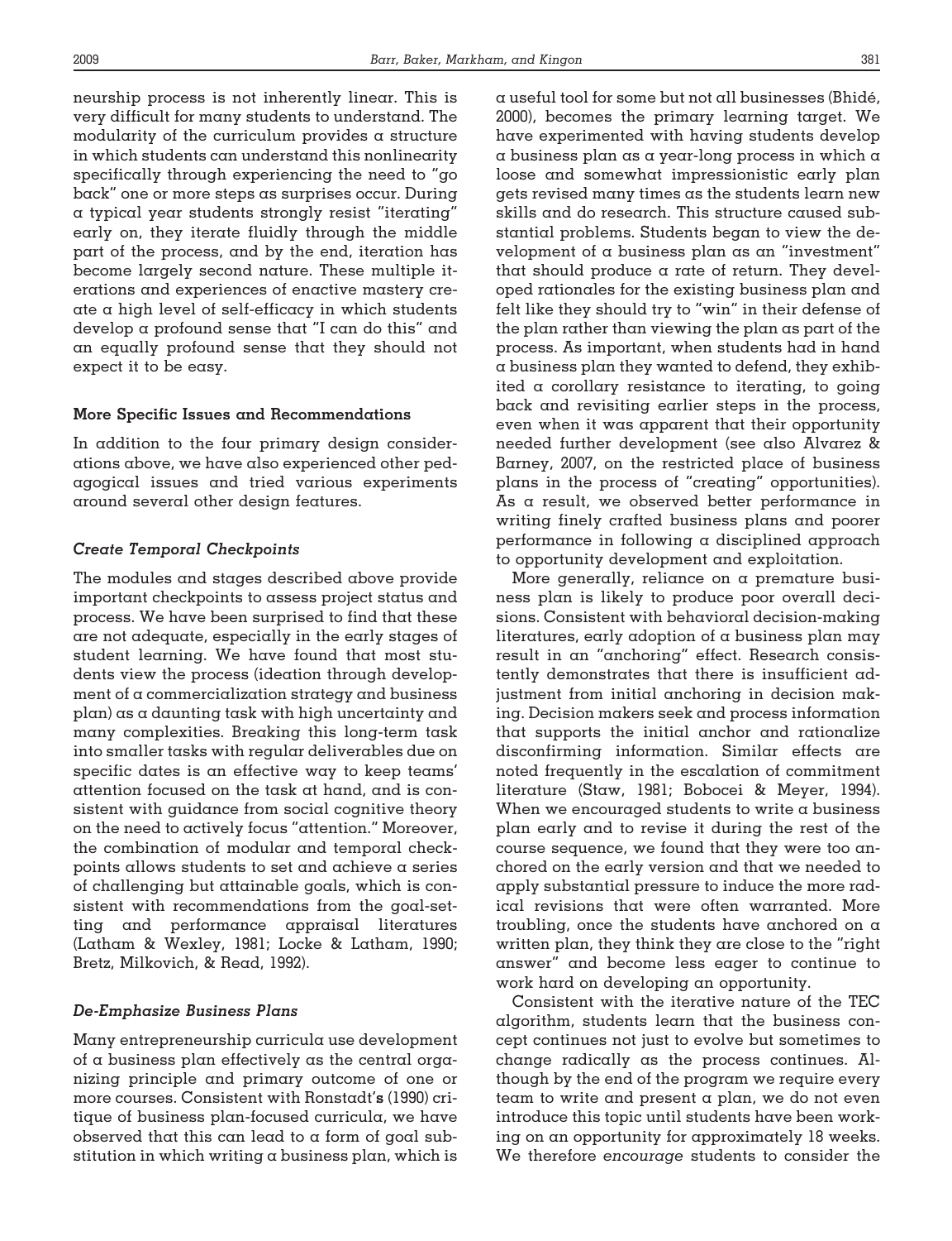neurship process is not inherently linear. This is very difficult for many students to understand. The modularity of the curriculum provides a structure in which students can understand this nonlinearity specifically through experiencing the need to "go back" one or more steps as surprises occur. During a typical year students strongly resist "iterating" early on, they iterate fluidly through the middle part of the process, and by the end, iteration has become largely second nature. These multiple iterations and experiences of enactive mastery create a high level of self-efficacy in which students develop a profound sense that "I can do this" and an equally profound sense that they should not expect it to be easy.

### More Specific Issues and Recommendations

In addition to the four primary design considerations above, we have also experienced other pedagogical issues and tried various experiments around several other design features.

#### *Create Temporal Checkpoints*

The modules and stages described above provide important checkpoints to assess project status and process. We have been surprised to find that these are not adequate, especially in the early stages of student learning. We have found that most students view the process (ideation through development of a commercialization strategy and business plan) as a daunting task with high uncertainty and many complexities. Breaking this long-term task into smaller tasks with regular deliverables due on specific dates is an effective way to keep teams' attention focused on the task at hand, and is consistent with guidance from social cognitive theory on the need to actively focus "attention." Moreover, the combination of modular and temporal checkpoints allows students to set and achieve a series of challenging but attainable goals, which is consistent with recommendations from the goal-setting and performance appraisal literatures (Latham & Wexley, 1981; Locke & Latham, 1990; Bretz, Milkovich, & Read, 1992).

#### *De-Emphasize Business Plans*

Many entrepreneurship curricula use development of a business plan effectively as the central organizing principle and primary outcome of one or more courses. Consistent with Ronstadt's (1990) critique of business plan-focused curricula, we have observed that this can lead to a form of goal substitution in which writing a business plan, which is a useful tool for some but not all businesses (Bhidé, 2000), becomes the primary learning target. We have experimented with having students develop a business plan as a year-long process in which a loose and somewhat impressionistic early plan gets revised many times as the students learn new skills and do research. This structure caused substantial problems. Students began to view the development of a business plan as an "investment" that should produce a rate of return. They developed rationales for the existing business plan and felt like they should try to "win" in their defense of the plan rather than viewing the plan as part of the process. As important, when students had in hand a business plan they wanted to defend, they exhibited a corollary resistance to iterating, to going back and revisiting earlier steps in the process, even when it was apparent that their opportunity needed further development (see also Alvarez & Barney, 2007, on the restricted place of business plans in the process of "creating" opportunities). As a result, we observed better performance in writing finely crafted business plans and poorer performance in following a disciplined approach to opportunity development and exploitation.

More generally, reliance on a premature business plan is likely to produce poor overall decisions. Consistent with behavioral decision-making literatures, early adoption of a business plan may result in an "anchoring" effect. Research consistently demonstrates that there is insufficient adjustment from initial anchoring in decision making. Decision makers seek and process information that supports the initial anchor and rationalize disconfirming information. Similar effects are noted frequently in the escalation of commitment literature (Staw, 1981; Bobocei & Meyer, 1994). When we encouraged students to write a business plan early and to revise it during the rest of the course sequence, we found that they were too anchored on the early version and that we needed to apply substantial pressure to induce the more radical revisions that were often warranted. More troubling, once the students have anchored on a written plan, they think they are close to the "right answer" and become less eager to continue to work hard on developing an opportunity.

Consistent with the iterative nature of the TEC algorithm, students learn that the business concept continues not just to evolve but sometimes to change radically as the process continues. Although by the end of the program we require every team to write and present a plan, we do not even introduce this topic until students have been working on an opportunity for approximately 18 weeks. We therefore *encourage* students to consider the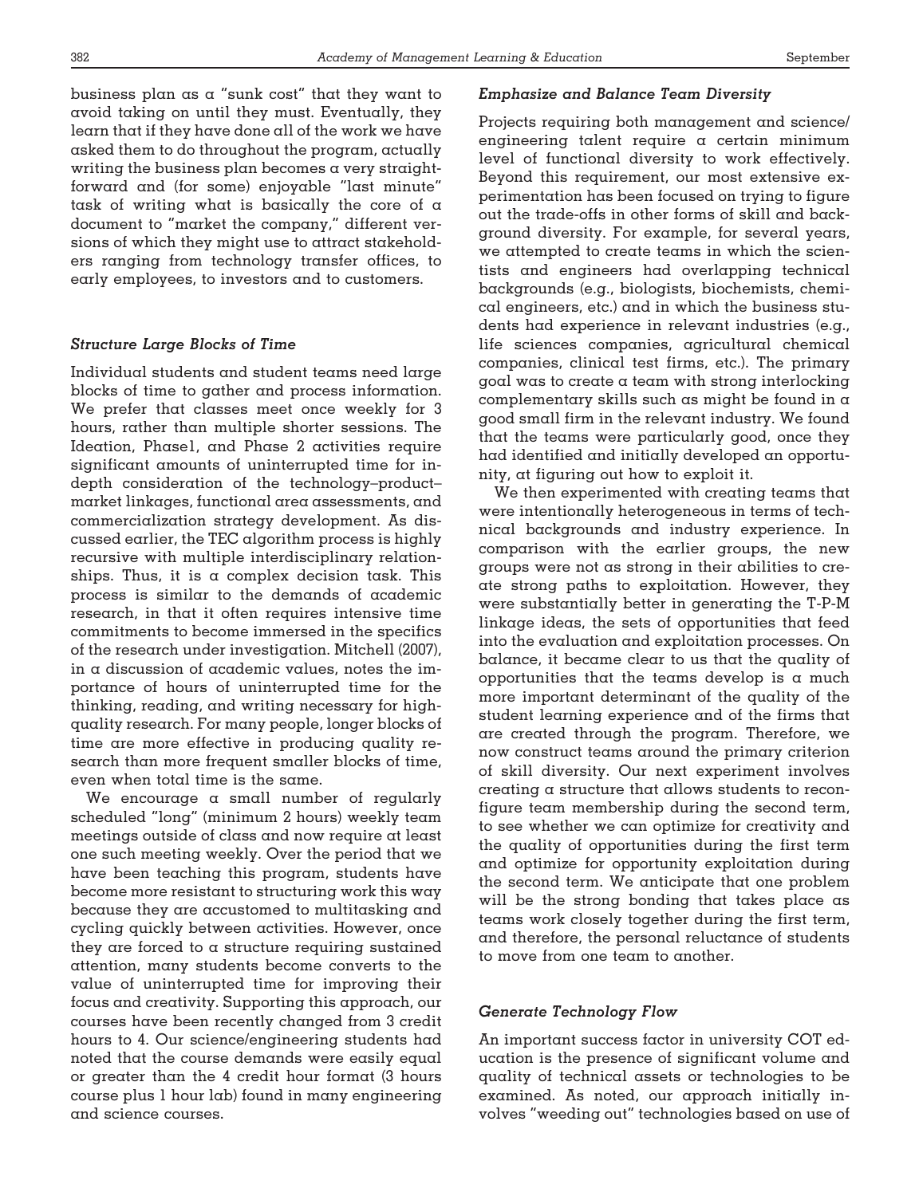business plan as a "sunk cost" that they want to avoid taking on until they must. Eventually, they learn that if they have done all of the work we have asked them to do throughout the program, actually writing the business plan becomes a very straightforward and (for some) enjoyable "last minute" task of writing what is basically the core of a document to "market the company," different versions of which they might use to attract stakeholders ranging from technology transfer offices, to early employees, to investors and to customers.

### *Structure Large Blocks of Time*

Individual students and student teams need large blocks of time to gather and process information. We prefer that classes meet once weekly for 3 hours, rather than multiple shorter sessions. The Ideation, Phase1, and Phase 2 activities require significant amounts of uninterrupted time for in-depth consideration of the technology–product–market linkages, functional area assessments, and commercialization strategy development. As discussed earlier, the TEC algorithm process is highly recursive with multiple interdisciplinary relationships. Thus, it is a complex decision task. This process is similar to the demands of academic research, in that it often requires intensive time commitments to become immersed in the specifics of the research under investigation. Mitchell (2007), in a discussion of academic values, notes the importance of hours of uninterrupted time for the thinking, reading, and writing necessary for high-quality research. For many people, longer blocks of time are more effective in producing quality research than more frequent smaller blocks of time, even when total time is the same.

We encourage a small number of regularly scheduled "long" (minimum 2 hours) weekly team meetings outside of class and now require at least one such meeting weekly. Over the period that we have been teaching this program, students have become more resistant to structuring work this way because they are accustomed to multitasking and cycling quickly between activities. However, once they are forced to a structure requiring sustained attention, many students become converts to the value of uninterrupted time for improving their focus and creativity. Supporting this approach, our courses have been recently changed from 3 credit hours to 4. Our science/engineering students had noted that the course demands were easily equal or greater than the 4 credit hour format (3 hours course plus 1 hour lab) found in many engineering and science courses.

### *Emphasize and Balance Team Diversity*

Projects requiring both management and science/engineering talent require a certain minimum level of functional diversity to work effectively. Beyond this requirement, our most extensive experimentation has been focused on trying to figure out the trade-offs in other forms of skill and background diversity. For example, for several years, we attempted to create teams in which the scientists and engineers had overlapping technical backgrounds (e.g., biologists, biochemists, chemical engineers, etc.) and in which the business students had experience in relevant industries (e.g., life sciences companies, agricultural chemical companies, clinical test firms, etc.). The primary goal was to create a team with strong interlocking complementary skills such as might be found in a good small firm in the relevant industry. We found that the teams were particularly good, once they had identified and initially developed an opportunity, at figuring out how to exploit it.

We then experimented with creating teams that were intentionally heterogeneous in terms of technical backgrounds and industry experience. In comparison with the earlier groups, the new groups were not as strong in their abilities to create strong paths to exploitation. However, they were substantially better in generating the T-P-M linkage ideas, the sets of opportunities that feed into the evaluation and exploitation processes. On balance, it became clear to us that the quality of opportunities that the teams develop is a much more important determinant of the quality of the student learning experience and of the firms that are created through the program. Therefore, we now construct teams around the primary criterion of skill diversity. Our next experiment involves creating a structure that allows students to reconfigure team membership during the second term, to see whether we can optimize for creativity and the quality of opportunities during the first term and optimize for opportunity exploitation during the second term. We anticipate that one problem will be the strong bonding that takes place as teams work closely together during the first term, and therefore, the personal reluctance of students to move from one team to another.

### *Generate Technology Flow*

An important success factor in university COT education is the presence of significant volume and quality of technical assets or technologies to be examined. As noted, our approach initially involves "weeding out" technologies based on use of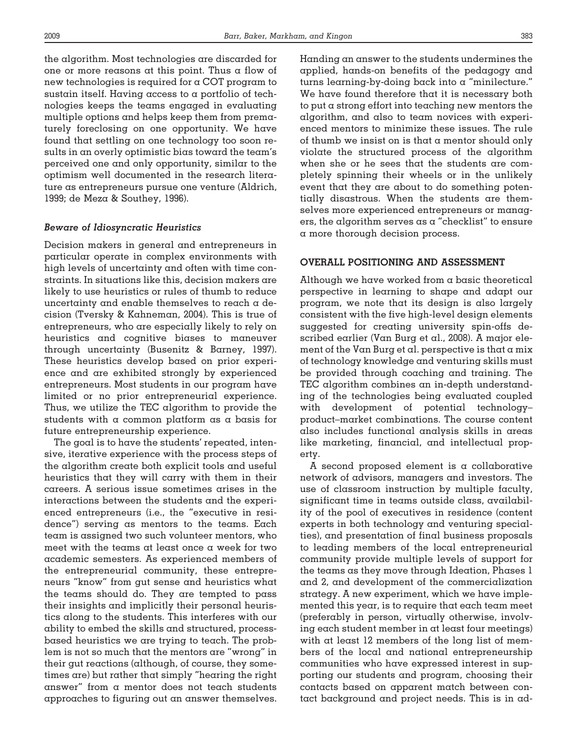the algorithm. Most technologies are discarded for one or more reasons at this point. Thus a flow of new technologies is required for a COT program to sustain itself. Having access to a portfolio of technologies keeps the teams engaged in evaluating multiple options and helps keep them from prematurely foreclosing on one opportunity. We have found that settling on one technology too soon results in an overly optimistic bias toward the team's perceived one and only opportunity, similar to the optimism well documented in the research literature as entrepreneurs pursue one venture (Aldrich, 1999; de Meza & Southey, 1996).

### *Beware of Idiosyncratic Heuristics*

Decision makers in general and entrepreneurs in particular operate in complex environments with high levels of uncertainty and often with time constraints. In situations like this, decision makers are likely to use heuristics or rules of thumb to reduce uncertainty and enable themselves to reach a decision (Tversky & Kahneman, 2004). This is true of entrepreneurs, who are especially likely to rely on heuristics and cognitive biases to maneuver through uncertainty (Busenitz & Barney, 1997). These heuristics develop based on prior experience and are exhibited strongly by experienced entrepreneurs. Most students in our program have limited or no prior entrepreneurial experience. Thus, we utilize the TEC algorithm to provide the students with a common platform as a basis for future entrepreneurship experience.

The goal is to have the students' repeated, intensive, iterative experience with the process steps of the algorithm create both explicit tools and useful heuristics that they will carry with them in their careers. A serious issue sometimes arises in the interactions between the students and the experienced entrepreneurs (i.e., the "executive in residence") serving as mentors to the teams. Each team is assigned two such volunteer mentors, who meet with the teams at least once a week for two academic semesters. As experienced members of the entrepreneurial community, these entrepreneurs "know" from gut sense and heuristics what the teams should do. They are tempted to pass their insights and implicitly their personal heuristics along to the students. This interferes with our ability to embed the skills and structured, process-based heuristics we are trying to teach. The problem is not so much that the mentors are "wrong" in their gut reactions (although, of course, they sometimes are) but rather that simply "hearing the right answer" from a mentor does not teach students approaches to figuring out an answer themselves. Handing an answer to the students undermines the applied, hands-on benefits of the pedagogy and turns learning-by-doing back into a "minilecture." We have found therefore that it is necessary both to put a strong effort into teaching new mentors the algorithm, and also to team novices with experienced mentors to minimize these issues. The rule of thumb we insist on is that a mentor should only violate the structured process of the algorithm when she or he sees that the students are completely spinning their wheels or in the unlikely event that they are about to do something potentially disastrous. When the students are themselves more experienced entrepreneurs or managers, the algorithm serves as a "checklist" to ensure a more thorough decision process.

## OVERALL POSITIONING AND ASSESSMENT

Although we have worked from a basic theoretical perspective in learning to shape and adapt our program, we note that its design is also largely consistent with the five high-level design elements suggested for creating university spin-offs described earlier (Van Burg et al., 2008). A major element of the Van Burg et al. perspective is that a mix of technology knowledge and venturing skills must be provided through coaching and training. The TEC algorithm combines an in-depth understanding of the technologies being evaluated coupled with development of potential technology–product–market combinations. The course content also includes functional analysis skills in areas like marketing, financial, and intellectual property.

A second proposed element is a collaborative network of advisors, managers and investors. The use of classroom instruction by multiple faculty, significant time in teams outside class, availability of the pool of executives in residence (content experts in both technology and venturing specialties), and presentation of final business proposals to leading members of the local entrepreneurial community provide multiple levels of support for the teams as they move through Ideation, Phases 1 and 2, and development of the commercialization strategy. A new experiment, which we have implemented this year, is to require that each team meet (preferably in person, virtually otherwise, involving each student member in at least four meetings) with at least 12 members of the long list of members of the local and national entrepreneurship communities who have expressed interest in supporting our students and program, choosing their contacts based on apparent match between contact background and project needs. This is in ad-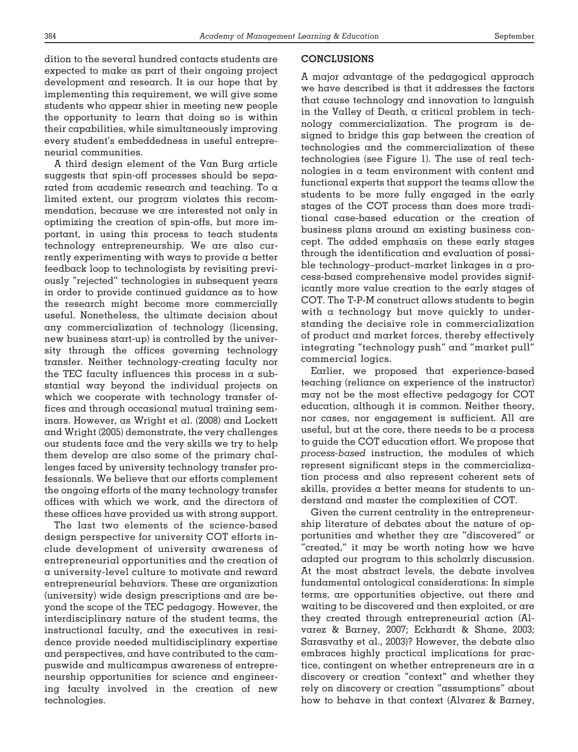dition to the several hundred contacts students are expected to make as part of their ongoing project development and research. It is our hope that by implementing this requirement, we will give some students who appear shier in meeting new people the opportunity to learn that doing so is within their capabilities, while simultaneously improving every student's embeddedness in useful entrepreneurial communities.

A third design element of the Van Burg article suggests that spin-off processes should be separated from academic research and teaching. To a limited extent, our program violates this recommendation, because we are interested not only in optimizing the creation of spin-offs, but more important, in using this process to teach students technology entrepreneurship. We are also currently experimenting with ways to provide a better feedback loop to technologists by revisiting previously "rejected" technologies in subsequent years in order to provide continued guidance as to how the research might become more commercially useful. Nonetheless, the ultimate decision about any commercialization of technology (licensing, new business start-up) is controlled by the university through the offices governing technology transfer. Neither technology-creating faculty nor the TEC faculty influences this process in a substantial way beyond the individual projects on which we cooperate with technology transfer offices and through occasional mutual training seminars. However, as Wright et al. (2008) and Lockett and Wright (2005) demonstrate, the very challenges our students face and the very skills we try to help them develop are also some of the primary challenges faced by university technology transfer professionals. We believe that our efforts complement the ongoing efforts of the many technology transfer offices with which we work, and the directors of these offices have provided us with strong support.

The last two elements of the science-based design perspective for university COT efforts include development of university awareness of entrepreneurial opportunities and the creation of a university-level culture to motivate and reward entrepreneurial behaviors. These are organization (university) wide design prescriptions and are beyond the scope of the TEC pedagogy. However, the interdisciplinary nature of the student teams, the instructional faculty, and the executives in residence provide needed multidisciplinary expertise and perspectives, and have contributed to the campuswide and multicampus awareness of entrepreneurship opportunities for science and engineering faculty involved in the creation of new technologies.

## CONCLUSIONS

A major advantage of the pedagogical approach we have described is that it addresses the factors that cause technology and innovation to languish in the Valley of Death, a critical problem in technology commercialization. The program is designed to bridge this gap between the creation of technologies and the commercialization of these technologies (see Figure 1). The use of real technologies in a team environment with content and functional experts that support the teams allow the students to be more fully engaged in the early stages of the COT process than does more traditional case-based education or the creation of business plans around an existing business concept. The added emphasis on these early stages through the identification and evaluation of possible technology–product–market linkages in a process-based comprehensive model provides significantly more value creation to the early stages of COT. The T-P-M construct allows students to begin with a technology but move quickly to understanding the decisive role in commercialization of product and market forces, thereby effectively integrating "technology push" and "market pull" commercial logics.

Earlier, we proposed that experience-based teaching (reliance on experience of the instructor) may not be the most effective pedagogy for COT education, although it is common. Neither theory, nor cases, nor engagement is sufficient. All are useful, but at the core, there needs to be a process to guide the COT education effort. We propose that *process-based* instruction, the modules of which represent significant steps in the commercialization process and also represent coherent sets of skills, provides a better means for students to understand and master the complexities of COT.

Given the current centrality in the entrepreneurship literature of debates about the nature of opportunities and whether they are "discovered" or "created," it may be worth noting how we have adapted our program to this scholarly discussion. At the most abstract levels, the debate involves fundamental ontological considerations: In simple terms, are opportunities objective, out there and waiting to be discovered and then exploited, or are they created through entrepreneurial action (Alvarez & Barney, 2007; Eckhardt & Shane, 2003; Sarasvathy et al., 2003)? However, the debate also embraces highly practical implications for practice, contingent on whether entrepreneurs are in a discovery or creation "context" and whether they rely on discovery or creation "assumptions" about how to behave in that context (Alvarez & Barney,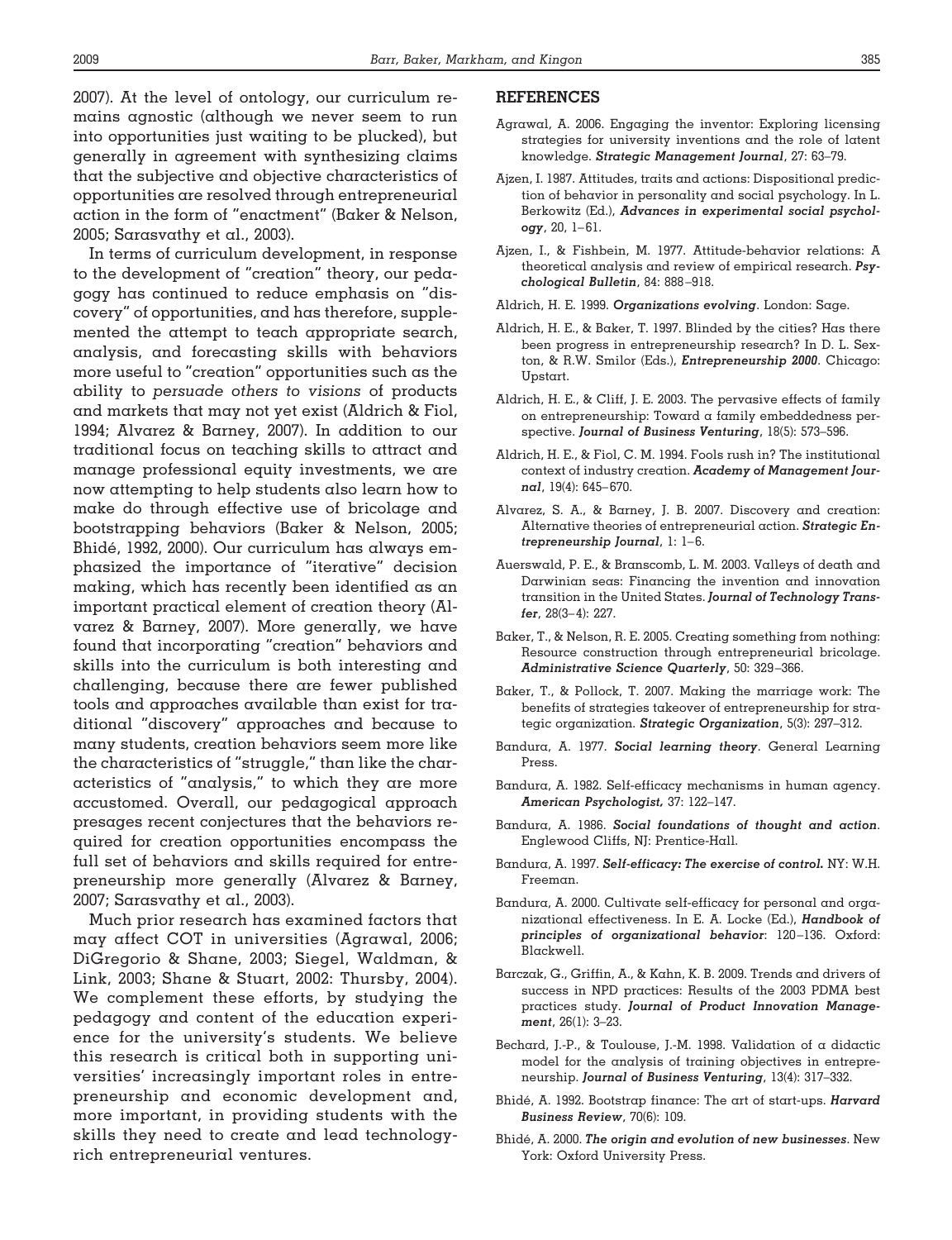2007). At the level of ontology, our curriculum remains agnostic (although we never seem to run into opportunities just waiting to be plucked), but generally in agreement with synthesizing claims that the subjective and objective characteristics of opportunities are resolved through entrepreneurial action in the form of "enactment" (Baker & Nelson, 2005; Sarasvathy et al., 2003).

In terms of curriculum development, in response to the development of "creation" theory, our pedagogy has continued to reduce emphasis on "discovery" of opportunities, and has therefore, supplemented the attempt to teach appropriate search, analysis, and forecasting skills with behaviors more useful to "creation" opportunities such as the ability to *persuade others to visions* of products and markets that may not yet exist (Aldrich & Fiol, 1994; Alvarez & Barney, 2007). In addition to our traditional focus on teaching skills to attract and manage professional equity investments, we are now attempting to help students also learn how to make do through effective use of bricolage and bootstrapping behaviors (Baker & Nelson, 2005; Bhidé, 1992, 2000). Our curriculum has always emphasized the importance of "iterative" decision making, which has recently been identified as an important practical element of creation theory (Alvarez & Barney, 2007). More generally, we have found that incorporating "creation" behaviors and skills into the curriculum is both interesting and challenging, because there are fewer published tools and approaches available than exist for traditional "discovery" approaches and because to many students, creation behaviors seem more like the characteristics of "struggle," than like the characteristics of "analysis," to which they are more accustomed. Overall, our pedagogical approach presages recent conjectures that the behaviors required for creation opportunities encompass the full set of behaviors and skills required for entrepreneurship more generally (Alvarez & Barney, 2007; Sarasvathy et al., 2003).

Much prior research has examined factors that may affect COT in universities (Agrawal, 2006; DiGregorio & Shane, 2003; Siegel, Waldman, & Link, 2003; Shane & Stuart, 2002: Thursby, 2004). We complement these efforts, by studying the pedagogy and content of the education experience for the university's students. We believe this research is critical both in supporting universities' increasingly important roles in entrepreneurship and economic development and, more important, in providing students with the skills they need to create and lead technology-rich entrepreneurial ventures.

## REFERENCES

Agrawal, A. 2006. Engaging the inventor: Exploring licensing strategies for university inventions and the role of latent knowledge. ***Strategic Management Journal***, 27: 63–79.

Ajzen, I. 1987. Attitudes, traits and actions: Dispositional prediction of behavior in personality and social psychology. In L. Berkowitz (Ed.), ***Advances in experimental social psychology***, 20, 1–61.

Ajzen, I., & Fishbein, M. 1977. Attitude-behavior relations: A theoretical analysis and review of empirical research. ***Psychological Bulletin***, 84: 888–918.

Aldrich, H. E. 1999. ***Organizations evolving***. London: Sage.

Aldrich, H. E., & Baker, T. 1997. Blinded by the cities? Has there been progress in entrepreneurship research? In D. L. Sexton, & R.W. Smilor (Eds.), ***Entrepreneurship 2000***. Chicago: Upstart.

Aldrich, H. E., & Cliff, J. E. 2003. The pervasive effects of family on entrepreneurship: Toward a family embeddedness perspective. ***Journal of Business Venturing***, 18(5): 573–596.

Aldrich, H. E., & Fiol, C. M. 1994. Fools rush in? The institutional context of industry creation. ***Academy of Management Journal***, 19(4): 645–670.

Alvarez, S. A., & Barney, J. B. 2007. Discovery and creation: Alternative theories of entrepreneurial action. ***Strategic Entrepreneurship Journal***, 1: 1–6.

Auerswald, P. E., & Branscomb, L. M. 2003. Valleys of death and Darwinian seas: Financing the invention and innovation transition in the United States. ***Journal of Technology Transfer***, 28(3–4): 227.

Baker, T., & Nelson, R. E. 2005. Creating something from nothing: Resource construction through entrepreneurial bricolage. ***Administrative Science Quarterly***, 50: 329–366.

Baker, T., & Pollock, T. 2007. Making the marriage work: The benefits of strategies takeover of entrepreneurship for strategic organization. ***Strategic Organization***, 5(3): 297–312.

Bandura, A. 1977. ***Social learning theory***. General Learning Press.

Bandura, A. 1982. Self-efficacy mechanisms in human agency. ***American Psychologist,*** 37: 122–147.

Bandura, A. 1986. ***Social foundations of thought and action***. Englewood Cliffs, NJ: Prentice-Hall.

Bandura, A. 1997. ***Self-efficacy: The exercise of control.*** NY: W.H. Freeman.

Bandura, A. 2000. Cultivate self-efficacy for personal and organizational effectiveness. In E. A. Locke (Ed.), ***Handbook of principles of organizational behavior***: 120–136. Oxford: Blackwell.

Barczak, G., Griffin, A., & Kahn, K. B. 2009. Trends and drivers of success in NPD practices: Results of the 2003 PDMA best practices study. ***Journal of Product Innovation Management***, 26(1): 3–23.

Bechard, J.-P., & Toulouse, J.-M. 1998. Validation of a didactic model for the analysis of training objectives in entrepreneurship. ***Journal of Business Venturing***, 13(4): 317–332.

Bhidé, A. 1992. Bootstrap finance: The art of start-ups. ***Harvard Business Review***, 70(6): 109.

Bhidé, A. 2000. ***The origin and evolution of new businesses***. New York: Oxford University Press.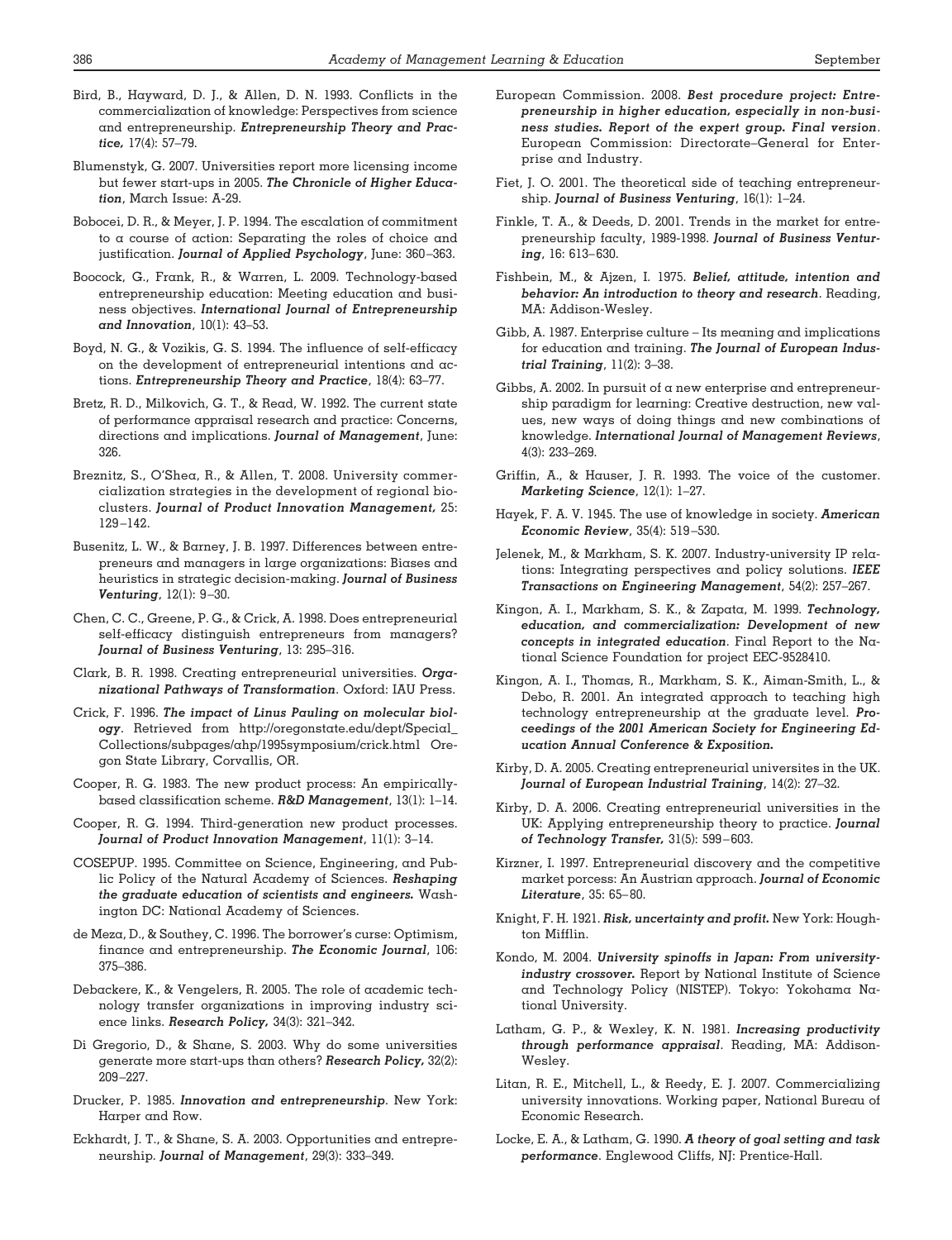Bird, B., Hayward, D. J., & Allen, D. N. 1993. Conflicts in the commercialization of knowledge: Perspectives from science and entrepreneurship. ***Entrepreneurship Theory and Practice,*** 17(4): 57–79.

Blumenstyk, G. 2007. Universities report more licensing income but fewer start-ups in 2005. ***The Chronicle of Higher Education***, March Issue: A-29.

Bobocei, D. R., & Meyer, J. P. 1994. The escalation of commitment to a course of action: Separating the roles of choice and justification. ***Journal of Applied Psychology***, June: 360–363.

Boocock, G., Frank, R., & Warren, L. 2009. Technology-based entrepreneurship education: Meeting education and business objectives. ***International Journal of Entrepreneurship and Innovation***, 10(1): 43–53.

Boyd, N. G., & Vozikis, G. S. 1994. The influence of self-efficacy on the development of entrepreneurial intentions and actions. ***Entrepreneurship Theory and Practice***, 18(4): 63–77.

Bretz, R. D., Milkovich, G. T., & Read, W. 1992. The current state of performance appraisal research and practice: Concerns, directions and implications. ***Journal of Management***, June: 326.

Breznitz, S., O'Shea, R., & Allen, T. 2008. University commercialization strategies in the development of regional bioclusters. ***Journal of Product Innovation Management,*** 25: 129–142.

Busenitz, L. W., & Barney, J. B. 1997. Differences between entrepreneurs and managers in large organizations: Biases and heuristics in strategic decision-making. ***Journal of Business Venturing***, 12(1): 9–30.

Chen, C. C., Greene, P. G., & Crick, A. 1998. Does entrepreneurial self-efficacy distinguish entrepreneurs from managers? ***Journal of Business Venturing***, 13: 295–316.

Clark, B. R. 1998. Creating entrepreneurial universities. ***Organizational Pathways of Transformation***. Oxford: IAU Press.

Crick, F. 1996. ***The impact of Linus Pauling on molecular biology***. Retrieved from http://oregonstate.edu/dept/Special_Collections/subpages/ahp/1995symposium/crick.html Oregon State Library, Corvallis, OR.

Cooper, R. G. 1983. The new product process: An empirically-based classification scheme. ***R&D Management***, 13(1): 1–14.

Cooper, R. G. 1994. Third-generation new product processes. ***Journal of Product Innovation Management***, 11(1): 3–14.

COSEPUP. 1995. Committee on Science, Engineering, and Public Policy of the Natural Academy of Sciences. ***Reshaping the graduate education of scientists and engineers.*** Washington DC: National Academy of Sciences.

de Meza, D., & Southey, C. 1996. The borrower's curse: Optimism, finance and entrepreneurship. ***The Economic Journal***, 106: 375–386.

Debackere, K., & Vengelers, R. 2005. The role of academic technology transfer organizations in improving industry science links. ***Research Policy,*** 34(3): 321–342.

Di Gregorio, D., & Shane, S. 2003. Why do some universities generate more start-ups than others? ***Research Policy,*** 32(2): 209–227.

Drucker, P. 1985. ***Innovation and entrepreneurship***. New York: Harper and Row.

Eckhardt, J. T., & Shane, S. A. 2003. Opportunities and entrepreneurship. ***Journal of Management***, 29(3): 333–349.

European Commission. 2008. ***Best procedure project: Entrepreneurship in higher education, especially in non-business studies. Report of the expert group. Final version***. European Commission: Directorate–General for Enterprise and Industry.

Fiet, J. O. 2001. The theoretical side of teaching entrepreneurship. ***Journal of Business Venturing***, 16(1): 1–24.

Finkle, T. A., & Deeds, D. 2001. Trends in the market for entrepreneurship faculty, 1989-1998. ***Journal of Business Venturing***, 16: 613–630.

Fishbein, M., & Ajzen, I. 1975. ***Belief, attitude, intention and behavior: An introduction to theory and research***. Reading, MA: Addison-Wesley.

Gibb, A. 1987. Enterprise culture – Its meaning and implications for education and training. ***The Journal of European Industrial Training***, 11(2): 3–38.

Gibbs, A. 2002. In pursuit of a new enterprise and entrepreneurship paradigm for learning: Creative destruction, new values, new ways of doing things and new combinations of knowledge. ***International Journal of Management Reviews***, 4(3): 233–269.

Griffin, A., & Hauser, J. R. 1993. The voice of the customer. ***Marketing Science***, 12(1): 1–27.

Hayek, F. A. V. 1945. The use of knowledge in society. ***American Economic Review***, 35(4): 519–530.

Jelenek, M., & Markham, S. K. 2007. Industry-university IP relations: Integrating perspectives and policy solutions. ***IEEE Transactions on Engineering Management***, 54(2): 257–267.

Kingon, A. I., Markham, S. K., & Zapata, M. 1999. ***Technology, education, and commercialization: Development of new concepts in integrated education***. Final Report to the National Science Foundation for project EEC-9528410.

Kingon, A. I., Thomas, R., Markham, S. K., Aiman-Smith, L., & Debo, R. 2001. An integrated approach to teaching high technology entrepreneurship at the graduate level. ***Proceedings of the 2001 American Society for Engineering Education Annual Conference & Exposition.***

Kirby, D. A. 2005. Creating entrepreneurial universites in the UK. ***Journal of European Industrial Training***, 14(2): 27–32.

Kirby, D. A. 2006. Creating entrepreneurial universities in the UK: Applying entrepreneurship theory to practice. ***Journal of Technology Transfer,*** 31(5): 599–603.

Kirzner, I. 1997. Entrepreneurial discovery and the competitive market porcess: An Austrian approach. ***Journal of Economic Literature***, 35: 65–80.

Knight, F. H. 1921. ***Risk, uncertainty and profit.*** New York: Houghton Mifflin.

Kondo, M. 2004. ***University spinoffs in Japan: From university-industry crossover.*** Report by National Institute of Science and Technology Policy (NISTEP). Tokyo: Yokohama National University.

Latham, G. P., & Wexley, K. N. 1981. ***Increasing productivity through performance appraisal***. Reading, MA: Addison-Wesley.

Litan, R. E., Mitchell, L., & Reedy, E. J. 2007. Commercializing university innovations. Working paper, National Bureau of Economic Research.

Locke, E. A., & Latham, G. 1990. ***A theory of goal setting and task performance***. Englewood Cliffs, NJ: Prentice-Hall.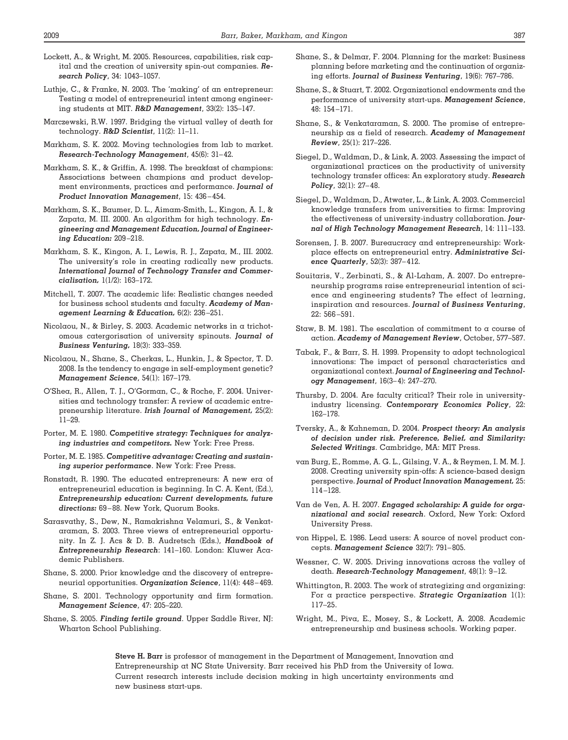Lockett, A., & Wright, M. 2005. Resources, capabilities, risk capital and the creation of university spin-out companies. ***Research Policy***, 34: 1043–1057.

Luthje, C., & Franke, N. 2003. The 'making' of an entrepreneur: Testing a model of entrepreneurial intent among engineering students at MIT. ***R&D Management***, 33(2): 135–147.

Marczewski, R.W. 1997. Bridging the virtual valley of death for technology. ***R&D Scientist***, 11(2): 11–11.

Markham, S. K. 2002. Moving technologies from lab to market. ***Research-Technology Management***, 45(6): 31–42.

Markham, S. K., & Griffin, A. 1998. The breakfast of champions: Associations between champions and product development environments, practices and performance. ***Journal of Product Innovation Management***, 15: 436–454.

Markham, S. K., Baumer, D. L., Aimam-Smith, L., Kingon, A. I., & Zapata, M. III. 2000. An algorithm for high technology. ***Engineering and Management Education, Journal of Engineering Education:*** 209–218.

Markham, S. K., Kingon, A. I., Lewis, R. J., Zapata, M., III. 2002. The university's role in creating radically new products. ***International Journal of Technology Transfer and Commercialisation,*** 1(1/2): 163–172.

Mitchell, T. 2007. The academic life: Realistic changes needed for business school students and faculty. ***Academy of Management Learning & Education,*** 6(2): 236–251.

Nicolaou, N., & Birley, S. 2003. Academic networks in a trichotomous catergorisation of university spinouts. ***Journal of Business Venturing,*** 18(3): 333–359.

Nicolaou, N., Shane, S., Cherkas, L., Hunkin, J., & Spector, T. D. 2008. Is the tendency to engage in self-employment genetic? ***Management Science***, 54(1): 167–179.

O'Shea, R., Allen, T. J., O'Gorman, C., & Roche, F. 2004. Universities and technology transfer: A review of academic entrepreneurship literature. ***Irish Journal of Management,*** 25(2): 11–29.

Porter, M. E. 1980. ***Competitive strategy: Techniques for analyzing industries and competitors.*** New York: Free Press.

Porter, M. E. 1985. ***Competitive advantage: Creating and sustaining superior performance***. New York: Free Press.

Ronstadt, R. 1990. The educated entrepreneurs: A new era of entrepreneurial education is beginning. In C. A. Kent, (Ed.), ***Entrepreneurship education: Current developments, future directions:*** 69–88. New York, Quorum Books.

Sarasvathy, S., Dew, N., Ramakrishna Velamuri, S., & Venkataraman, S. 2003. Three views of entrepreneurial opportunity. In Z. J. Acs & D. B. Audretsch (Eds.), ***Handbook of Entrepreneurship Research***: 141–160. London: Kluwer Academic Publishers.

Shane, S. 2000. Prior knowledge and the discovery of entrepreneurial opportunities. ***Organization Science***, 11(4): 448–469.

Shane, S. 2001. Technology opportunity and firm formation. ***Management Science***, 47: 205–220.

Shane, S. 2005. ***Finding fertile ground***. Upper Saddle River, NJ: Wharton School Publishing.

Shane, S., & Delmar, F. 2004. Planning for the market: Business planning before marketing and the continuation of organizing efforts. ***Journal of Business Venturing***, 19(6): 767–786.

Shane, S., & Stuart, T. 2002. Organizational endowments and the performance of university start-ups. ***Management Science***, 48: 154–171.

Shane, S., & Venkataraman, S. 2000. The promise of entrepreneurship as a field of research. ***Academy of Management Review***, 25(1): 217–226.

Siegel, D., Waldman, D., & Link, A. 2003. Assessing the impact of organizational practices on the productivity of university technology transfer offices: An exploratory study. ***Research Policy***, 32(1): 27–48.

Siegel, D., Waldman, D., Atwater, L., & Link, A. 2003. Commercial knowledge transfers from universities to firms: Improving the effectiveness of university-industry collaboration. ***Journal of High Technology Management Research***, 14: 111–133.

Sorensen, J. B. 2007. Bureaucracy and entrepreneurship: Workplace effects on entrepreneurial entry. ***Administrative Science Quarterly***, 52(3): 387–412.

Souitaris, V., Zerbinati, S., & Al-Laham, A. 2007. Do entrepreneurship programs raise entrepreneurial intention of science and engineering students? The effect of learning, inspiration and resources. ***Journal of Business Venturing***, 22: 566–591.

Staw, B. M. 1981. The escalation of commitment to a course of action. ***Academy of Management Review***, October, 577–587.

Tabak, F., & Barr, S. H. 1999. Propensity to adopt technological innovations: The impact of personal characteristics and organizational context. ***Journal of Engineering and Technology Management***, 16(3–4): 247–270.

Thursby, D. 2004. Are faculty critical? Their role in university-industry licensing. ***Contemporary Economics Policy***, 22: 162–178.

Tversky, A., & Kahneman, D. 2004. ***Prospect theory: An analysis of decision under risk. Preference, Belief, and Similarity: Selected Writings***. Cambridge, MA: MIT Press.

van Burg, E., Romme, A. G. L., Gilsing, V. A., & Reymen, I. M. M. J. 2008. Creating university spin-offs: A science-based design perspective. ***Journal of Product Innovation Management,*** 25: 114–128.

Van de Ven, A. H. 2007. ***Engaged scholarship: A guide for organizational and social research***. Oxford, New York: Oxford University Press.

von Hippel, E. 1986. Lead users: A source of novel product concepts. ***Management Science*** 32(7): 791–805.

Wessner, C. W. 2005. Driving innovations across the valley of death. ***Research-Technology Management***, 48(1): 9–12.

Whittington, R. 2003. The work of strategizing and organizing: For a practice perspective. ***Strategic Organization*** 1(1): 117–25.

Wright, M., Piva, E., Mosey, S., & Lockett, A. 2008. Academic entrepreneurship and business schools. Working paper.

**Steve H. Barr** is professor of management in the Department of Management, Innovation and Entrepreneurship at NC State University. Barr received his PhD from the University of Iowa. Current research interests include decision making in high uncertainty environments and new business start-ups.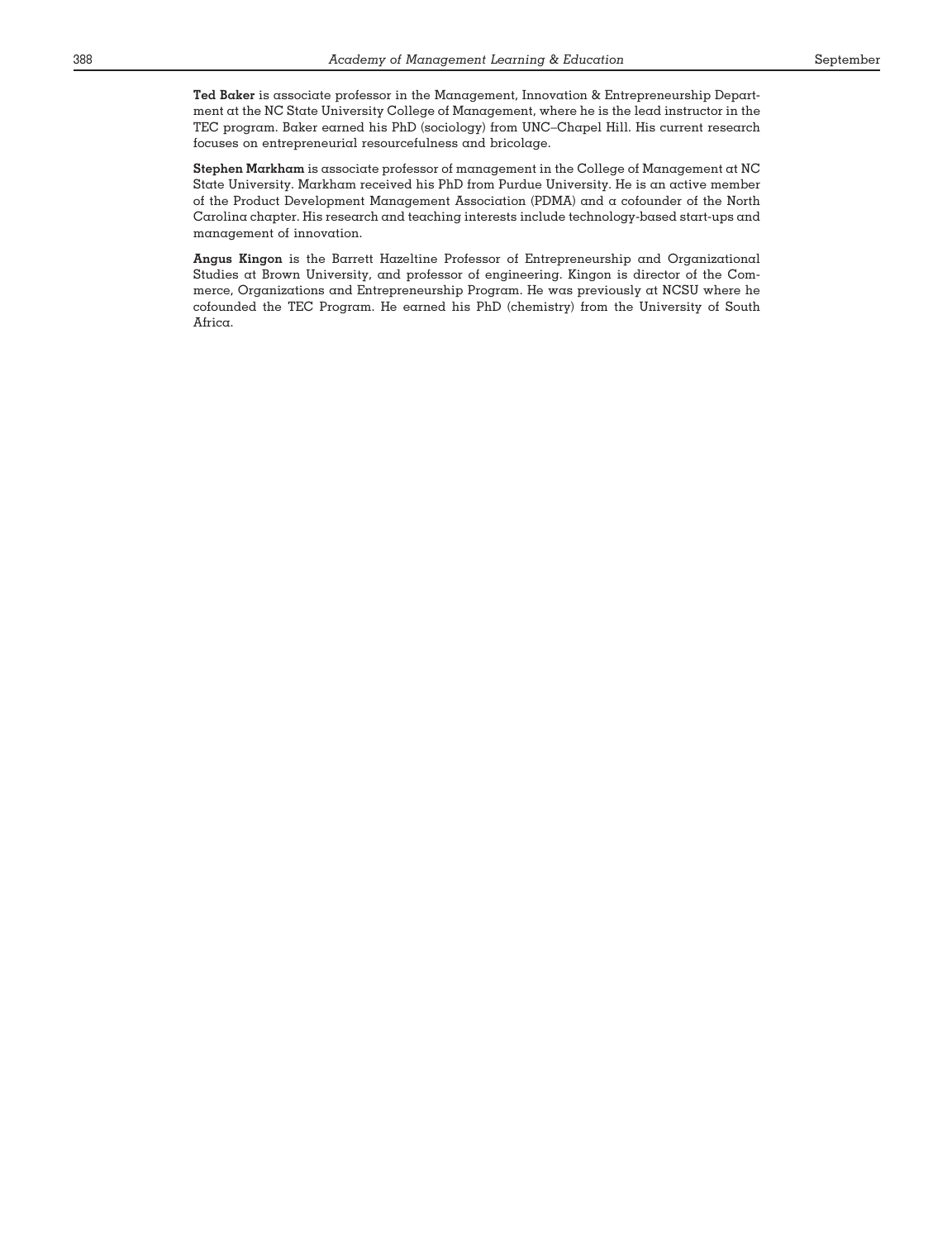**Ted Baker** is associate professor in the Management, Innovation & Entrepreneurship Department at the NC State University College of Management, where he is the lead instructor in the TEC program. Baker earned his PhD (sociology) from UNC–Chapel Hill. His current research focuses on entrepreneurial resourcefulness and bricolage.

**Stephen Markham** is associate professor of management in the College of Management at NC State University. Markham received his PhD from Purdue University. He is an active member of the Product Development Management Association (PDMA) and a cofounder of the North Carolina chapter. His research and teaching interests include technology-based start-ups and management of innovation.

**Angus Kingon** is the Barrett Hazeltine Professor of Entrepreneurship and Organizational Studies at Brown University, and professor of engineering. Kingon is director of the Commerce, Organizations and Entrepreneurship Program. He was previously at NCSU where he cofounded the TEC Program. He earned his PhD (chemistry) from the University of South Africa.